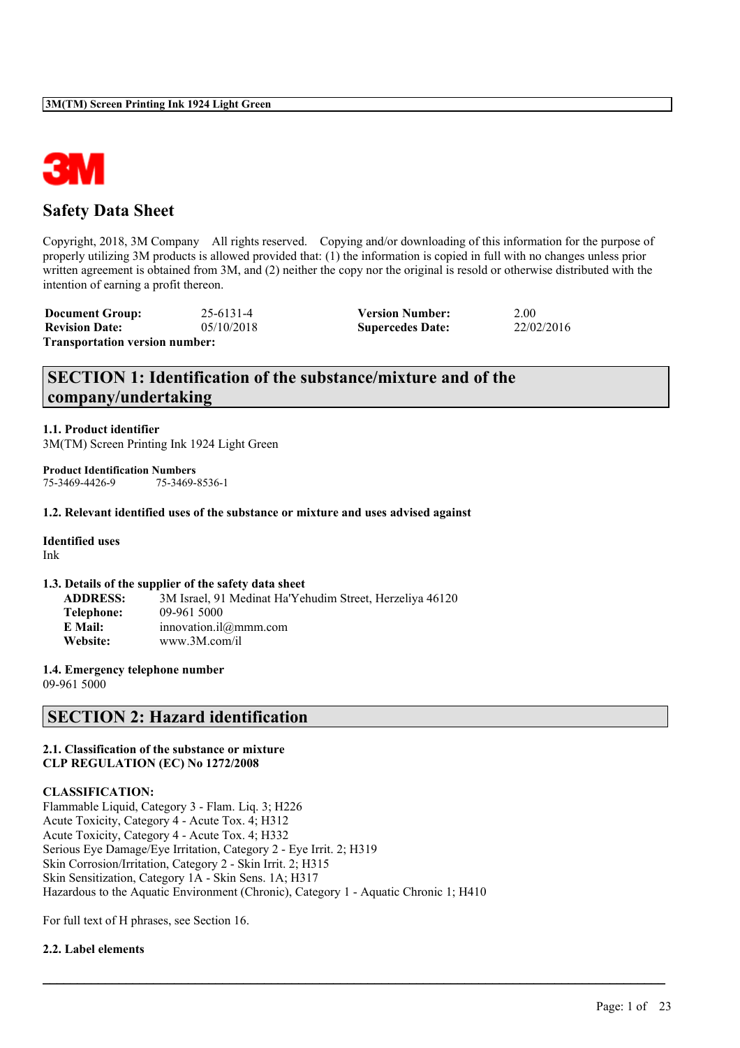3M(TM) Screen Printing Ink 1924 Light Green

# Safety Data Sheet

Copyright, 2018, 3M Company All rights reserved. Copying and/or downloading of this information for the purpose of properly utilizing 3M products is allowed provided that: (1) the information is copied in full with no changes unless prior written agreement is obtained from 3M, and (2) neither the copy nor the original is resold or otherwise distributed with the intention of earning a profit thereon.

| | | | |
|---|---|---|---|
| **Document Group:** | 25-6131-4 | **Version Number:** | 2.00 |
| **Revision Date:** | 05/10/2018 | **Supercedes Date:** | 22/02/2016 |

**Transportation version number:**

## SECTION 1: Identification of the substance/mixture and of the company/undertaking

### 1.1. Product identifier

3M(TM) Screen Printing Ink 1924 Light Green

**Product Identification Numbers**

75-3469-4426-9 75-3469-8536-1

### 1.2. Relevant identified uses of the substance or mixture and uses advised against

**Identified uses**

Ink

### 1.3. Details of the supplier of the safety data sheet

**ADDRESS:** 3M Israel, 91 Medinat Ha'Yehudim Street, Herzeliya 46120
**Telephone:** 09-961 5000
**E Mail:** innovation.il@mmm.com
**Website:** www.3M.com/il

### 1.4. Emergency telephone number

09-961 5000

## SECTION 2: Hazard identification

### 2.1. Classification of the substance or mixture

**CLP REGULATION (EC) No 1272/2008**

**CLASSIFICATION:**

Flammable Liquid, Category 3 - Flam. Liq. 3; H226
Acute Toxicity, Category 4 - Acute Tox. 4; H312
Acute Toxicity, Category 4 - Acute Tox. 4; H332
Serious Eye Damage/Eye Irritation, Category 2 - Eye Irrit. 2; H319
Skin Corrosion/Irritation, Category 2 - Skin Irrit. 2; H315
Skin Sensitization, Category 1A - Skin Sens. 1A; H317
Hazardous to the Aquatic Environment (Chronic), Category 1 - Aquatic Chronic 1; H410

For full text of H phrases, see Section 16.

### 2.2. Label elements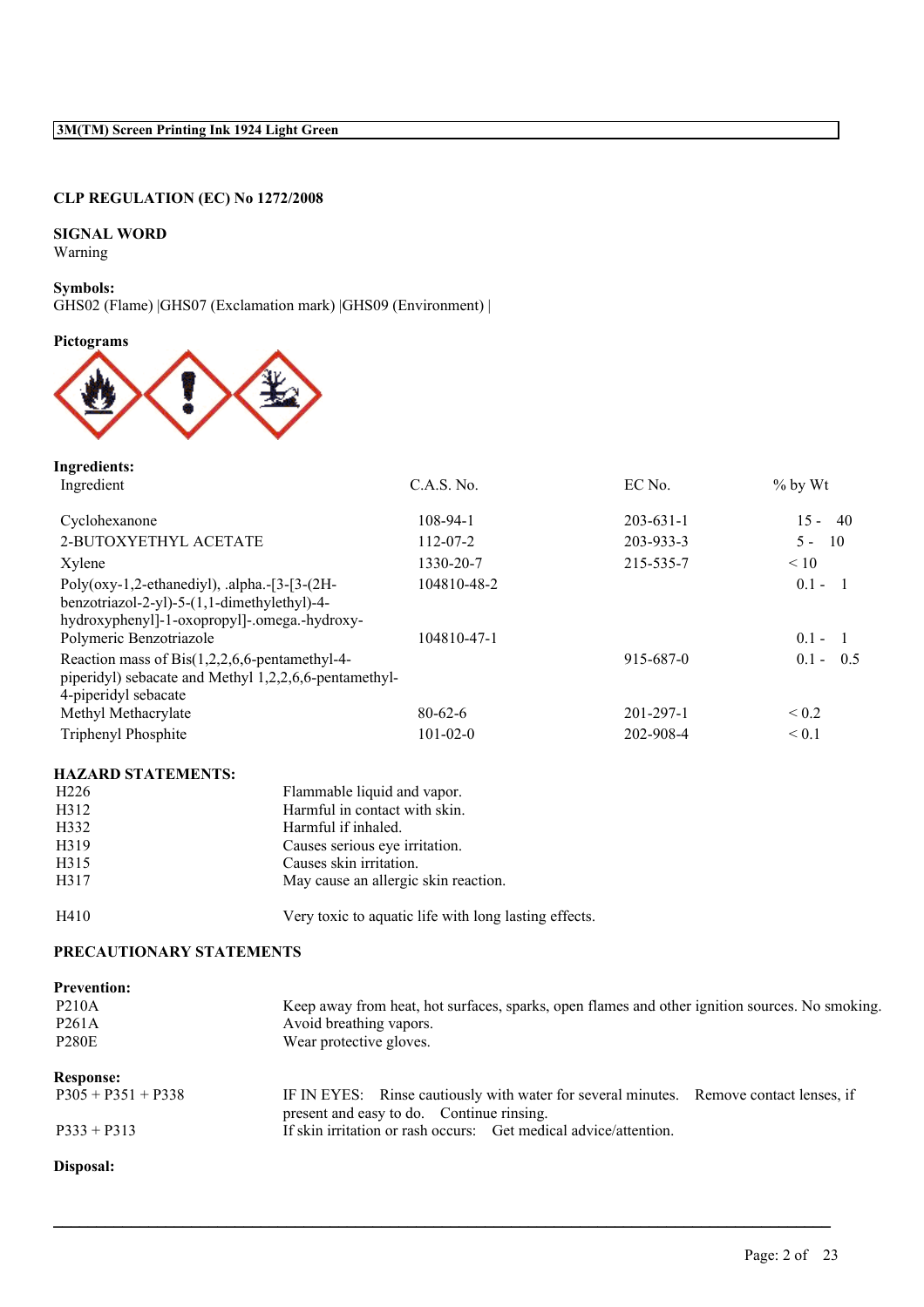## CLP REGULATION (EC) No 1272/2008

**SIGNAL WORD**
Warning

**Symbols:**
GHS02 (Flame) |GHS07 (Exclamation mark) |GHS09 (Environment) |

**Pictograms**

**Ingredients:**

| Ingredient | C.A.S. No. | EC No. | % by Wt |
|---|---|---|---|
| Cyclohexanone | 108-94-1 | 203-631-1 | 15 - 40 |
| 2-BUTOXYETHYL ACETATE | 112-07-2 | 203-933-3 | 5 - 10 |
| Xylene | 1330-20-7 | 215-535-7 | < 10 |
| Poly(oxy-1,2-ethanediyl), .alpha.-[3-[3-(2H-benzotriazol-2-yl)-5-(1,1-dimethylethyl)-4-hydroxyphenyl]-1-oxopropyl]-.omega.-hydroxy- | 104810-48-2 | | 0.1 - 1 |
| Polymeric Benzotriazole | 104810-47-1 | | 0.1 - 1 |
| Reaction mass of Bis(1,2,2,6,6-pentamethyl-4-piperidyl) sebacate and Methyl 1,2,2,6,6-pentamethyl-4-piperidyl sebacate | | 915-687-0 | 0.1 - 0.5 |
| Methyl Methacrylate | 80-62-6 | 201-297-1 | < 0.2 |
| Triphenyl Phosphite | 101-02-0 | 202-908-4 | < 0.1 |

**HAZARD STATEMENTS:**

| | |
|---|---|
| H226 | Flammable liquid and vapor. |
| H312 | Harmful in contact with skin. |
| H332 | Harmful if inhaled. |
| H319 | Causes serious eye irritation. |
| H315 | Causes skin irritation. |
| H317 | May cause an allergic skin reaction. |
| H410 | Very toxic to aquatic life with long lasting effects. |

**PRECAUTIONARY STATEMENTS**

**Prevention:**

| | |
|---|---|
| P210A | Keep away from heat, hot surfaces, sparks, open flames and other ignition sources. No smoking. |
| P261A | Avoid breathing vapors. |
| P280E | Wear protective gloves. |

**Response:**

| | |
|---|---|
| P305 + P351 + P338 | IF IN EYES: Rinse cautiously with water for several minutes. Remove contact lenses, if present and easy to do. Continue rinsing. |
| P333 + P313 | If skin irritation or rash occurs: Get medical advice/attention. |

**Disposal:**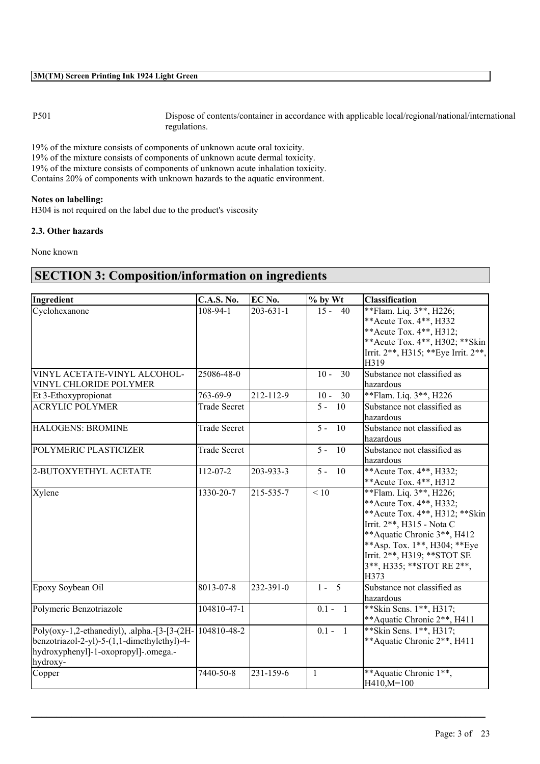| | |
|---|---|
| P501 | Dispose of contents/container in accordance with applicable local/regional/national/international regulations. |

19% of the mixture consists of components of unknown acute oral toxicity.
19% of the mixture consists of components of unknown acute dermal toxicity.
19% of the mixture consists of components of unknown acute inhalation toxicity.
Contains 20% of components with unknown hazards to the aquatic environment.

**Notes on labelling:**
H304 is not required on the label due to the product's viscosity

### 2.3. Other hazards

None known

## SECTION 3: Composition/information on ingredients

| Ingredient | C.A.S. No. | EC No. | % by Wt | Classification |
|---|---|---|---|---|
| Cyclohexanone | 108-94-1 | 203-631-1 | 15 - 40 | **Flam. Liq. 3**, H226; **Acute Tox. 4**, H332 **Acute Tox. 4**, H312; **Acute Tox. 4**, H302; **Skin Irrit. 2**, H315; **Eye Irrit. 2**, H319 |
| VINYL ACETATE-VINYL ALCOHOL-VINYL CHLORIDE POLYMER | 25086-48-0 | | 10 - 30 | Substance not classified as hazardous |
| Et 3-Ethoxypropionat | 763-69-9 | 212-112-9 | 10 - 30 | **Flam. Liq. 3**, H226 |
| ACRYLIC POLYMER | Trade Secret | | 5 - 10 | Substance not classified as hazardous |
| HALOGENS: BROMINE | Trade Secret | | 5 - 10 | Substance not classified as hazardous |
| POLYMERIC PLASTICIZER | Trade Secret | | 5 - 10 | Substance not classified as hazardous |
| 2-BUTOXYETHYL ACETATE | 112-07-2 | 203-933-3 | 5 - 10 | **Acute Tox. 4**, H332; **Acute Tox. 4**, H312 |
| Xylene | 1330-20-7 | 215-535-7 | < 10 | **Flam. Liq. 3**, H226; **Acute Tox. 4**, H332; **Acute Tox. 4**, H312; **Skin Irrit. 2**, H315 - Nota C **Aquatic Chronic 3**, H412 **Asp. Tox. 1**, H304; **Eye Irrit. 2**, H319; **STOT SE 3**, H335; **STOT RE 2**, H373 |
| Epoxy Soybean Oil | 8013-07-8 | 232-391-0 | 1 - 5 | Substance not classified as hazardous |
| Polymeric Benzotriazole | 104810-47-1 | | 0.1 - 1 | **Skin Sens. 1**, H317; **Aquatic Chronic 2**, H411 |
| Poly(oxy-1,2-ethanediyl), .alpha.-[3-[3-(2H-benzotriazol-2-yl)-5-(1,1-dimethylethyl)-4-hydroxyphenyl]-1-oxopropyl]-.omega.-hydroxy- | 104810-48-2 | | 0.1 - 1 | **Skin Sens. 1**, H317; **Aquatic Chronic 2**, H411 |
| Copper | 7440-50-8 | 231-159-6 | 1 | **Aquatic Chronic 1**, H410,M=100 |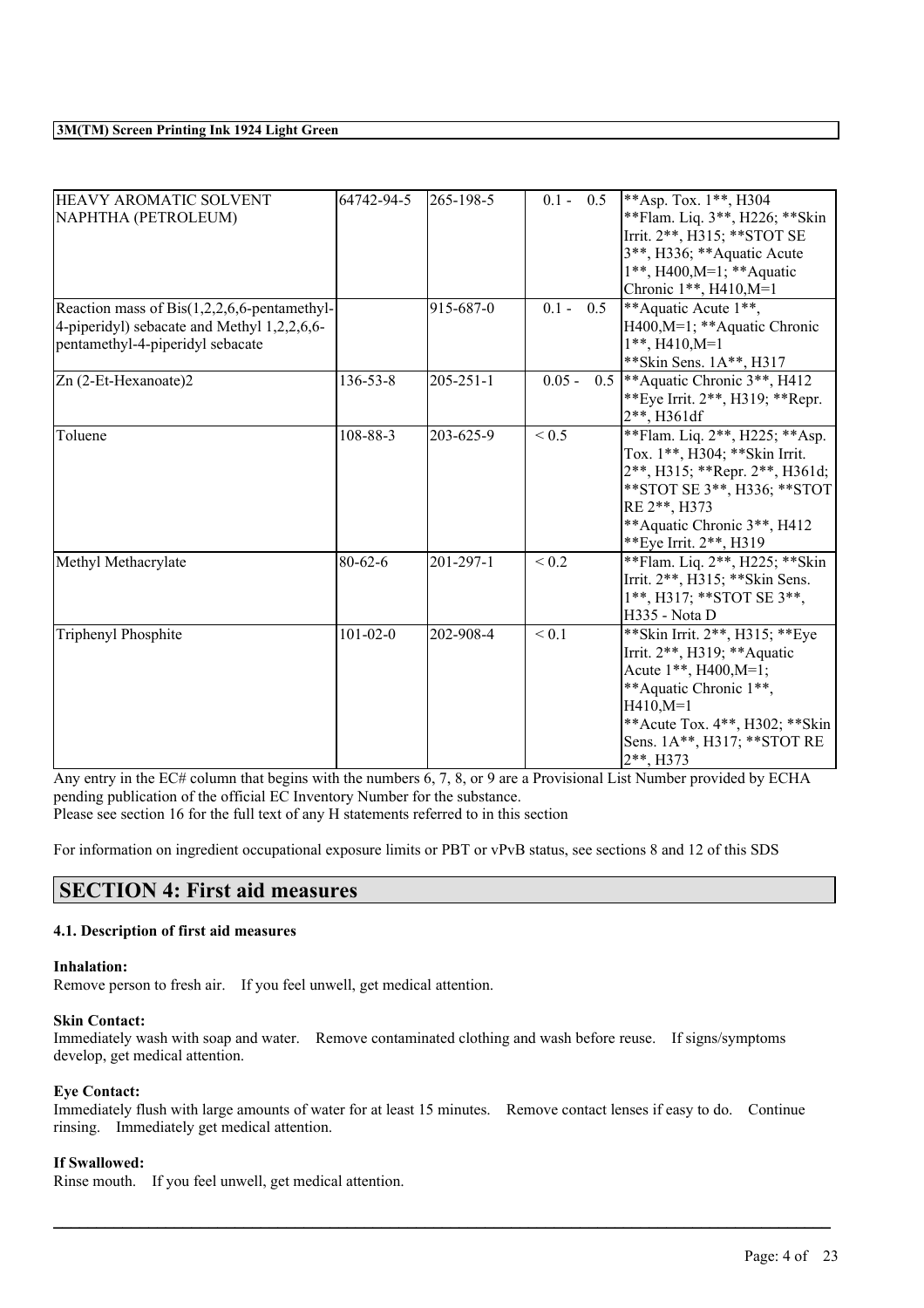| | | | | |
|---|---|---|---|---|
| HEAVY AROMATIC SOLVENT NAPHTHA (PETROLEUM) | 64742-94-5 | 265-198-5 | 0.1 - 0.5 | **Asp. Tox. 1**, H304 **Flam. Liq. 3**, H226; **Skin Irrit. 2**, H315; **STOT SE 3**, H336; **Aquatic Acute 1**, H400,M=1; **Aquatic Chronic 1**, H410,M=1 |
| Reaction mass of Bis(1,2,2,6,6-pentamethyl-4-piperidyl) sebacate and Methyl 1,2,2,6,6-pentamethyl-4-piperidyl sebacate | | 915-687-0 | 0.1 - 0.5 | **Aquatic Acute 1**, H400,M=1; **Aquatic Chronic 1**, H410,M=1 **Skin Sens. 1A**, H317 |
| Zn (2-Et-Hexanoate)2 | 136-53-8 | 205-251-1 | 0.05 - 0.5 | **Aquatic Chronic 3**, H412 **Eye Irrit. 2**, H319; **Repr. 2**, H361df |
| Toluene | 108-88-3 | 203-625-9 | < 0.5 | **Flam. Liq. 2**, H225; **Asp. Tox. 1**, H304; **Skin Irrit. 2**, H315; **Repr. 2**, H361d; **STOT SE 3**, H336; **STOT RE 2**, H373 **Aquatic Chronic 3**, H412 **Eye Irrit. 2**, H319 |
| Methyl Methacrylate | 80-62-6 | 201-297-1 | < 0.2 | **Flam. Liq. 2**, H225; **Skin Irrit. 2**, H315; **Skin Sens. 1**, H317; **STOT SE 3**, H335 - Nota D |
| Triphenyl Phosphite | 101-02-0 | 202-908-4 | < 0.1 | **Skin Irrit. 2**, H315; **Eye Irrit. 2**, H319; **Aquatic Acute 1**, H400,M=1; **Aquatic Chronic 1**, H410,M=1 **Acute Tox. 4**, H302; **Skin Sens. 1A**, H317; **STOT RE 2**, H373 |

Any entry in the EC# column that begins with the numbers 6, 7, 8, or 9 are a Provisional List Number provided by ECHA pending publication of the official EC Inventory Number for the substance.
Please see section 16 for the full text of any H statements referred to in this section

For information on ingredient occupational exposure limits or PBT or vPvB status, see sections 8 and 12 of this SDS

## SECTION 4: First aid measures

### 4.1. Description of first aid measures

**Inhalation:**
Remove person to fresh air. If you feel unwell, get medical attention.

**Skin Contact:**
Immediately wash with soap and water. Remove contaminated clothing and wash before reuse. If signs/symptoms develop, get medical attention.

**Eye Contact:**
Immediately flush with large amounts of water for at least 15 minutes. Remove contact lenses if easy to do. Continue rinsing. Immediately get medical attention.

**If Swallowed:**
Rinse mouth. If you feel unwell, get medical attention.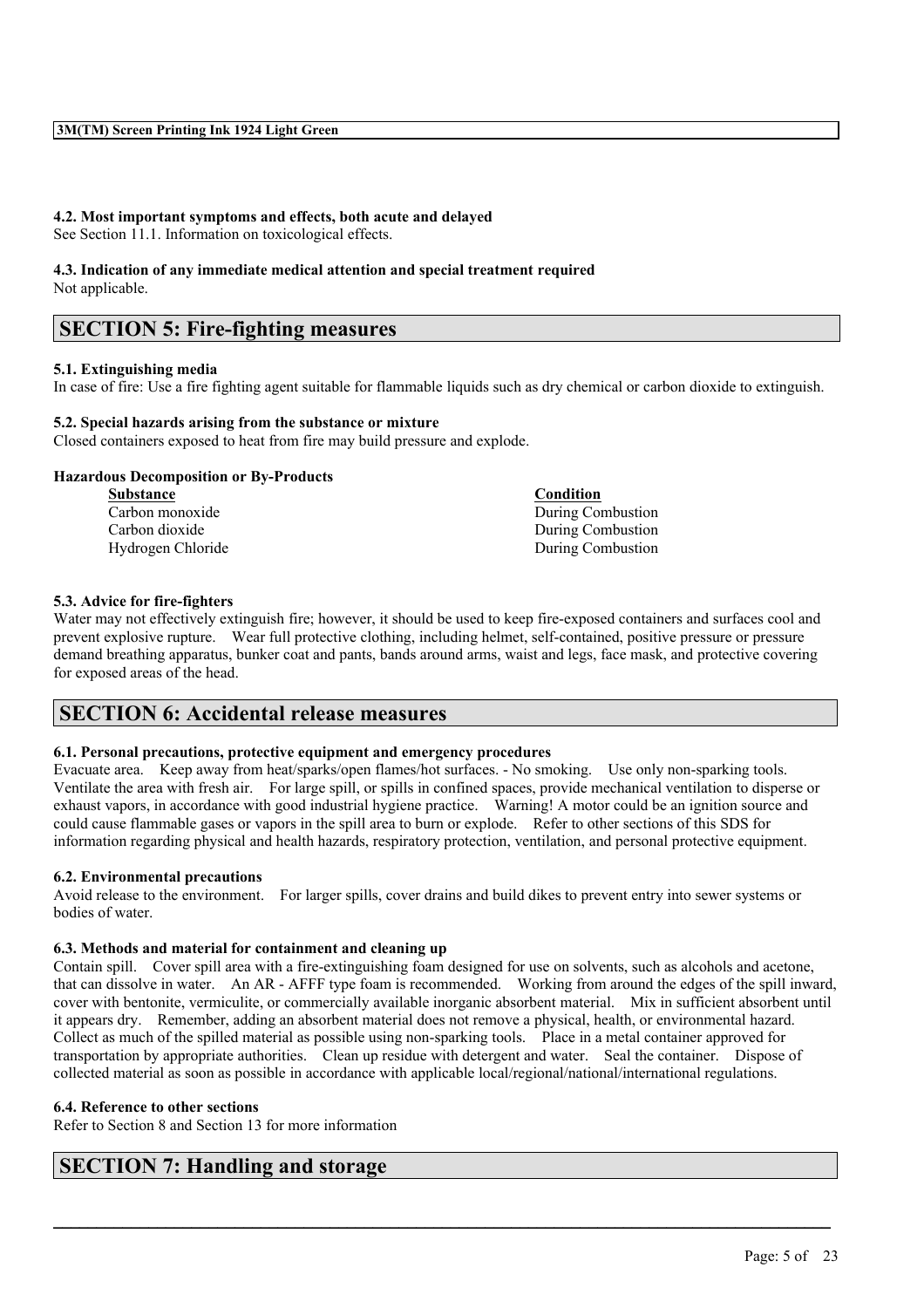#### 4.2. Most important symptoms and effects, both acute and delayed

See Section 11.1. Information on toxicological effects.

#### 4.3. Indication of any immediate medical attention and special treatment required

Not applicable.

## SECTION 5: Fire-fighting measures

#### 5.1. Extinguishing media

In case of fire: Use a fire fighting agent suitable for flammable liquids such as dry chemical or carbon dioxide to extinguish.

#### 5.2. Special hazards arising from the substance or mixture

Closed containers exposed to heat from fire may build pressure and explode.

**Hazardous Decomposition or By-Products**

| Substance | Condition |
|---|---|
| Carbon monoxide | During Combustion |
| Carbon dioxide | During Combustion |
| Hydrogen Chloride | During Combustion |

#### 5.3. Advice for fire-fighters

Water may not effectively extinguish fire; however, it should be used to keep fire-exposed containers and surfaces cool and prevent explosive rupture. Wear full protective clothing, including helmet, self-contained, positive pressure or pressure demand breathing apparatus, bunker coat and pants, bands around arms, waist and legs, face mask, and protective covering for exposed areas of the head.

## SECTION 6: Accidental release measures

#### 6.1. Personal precautions, protective equipment and emergency procedures

Evacuate area. Keep away from heat/sparks/open flames/hot surfaces. - No smoking. Use only non-sparking tools. Ventilate the area with fresh air. For large spill, or spills in confined spaces, provide mechanical ventilation to disperse or exhaust vapors, in accordance with good industrial hygiene practice. Warning! A motor could be an ignition source and could cause flammable gases or vapors in the spill area to burn or explode. Refer to other sections of this SDS for information regarding physical and health hazards, respiratory protection, ventilation, and personal protective equipment.

#### 6.2. Environmental precautions

Avoid release to the environment. For larger spills, cover drains and build dikes to prevent entry into sewer systems or bodies of water.

#### 6.3. Methods and material for containment and cleaning up

Contain spill. Cover spill area with a fire-extinguishing foam designed for use on solvents, such as alcohols and acetone, that can dissolve in water. An AR - AFFF type foam is recommended. Working from around the edges of the spill inward, cover with bentonite, vermiculite, or commercially available inorganic absorbent material. Mix in sufficient absorbent until it appears dry. Remember, adding an absorbent material does not remove a physical, health, or environmental hazard. Collect as much of the spilled material as possible using non-sparking tools. Place in a metal container approved for transportation by appropriate authorities. Clean up residue with detergent and water. Seal the container. Dispose of collected material as soon as possible in accordance with applicable local/regional/national/international regulations.

#### 6.4. Reference to other sections

Refer to Section 8 and Section 13 for more information

## SECTION 7: Handling and storage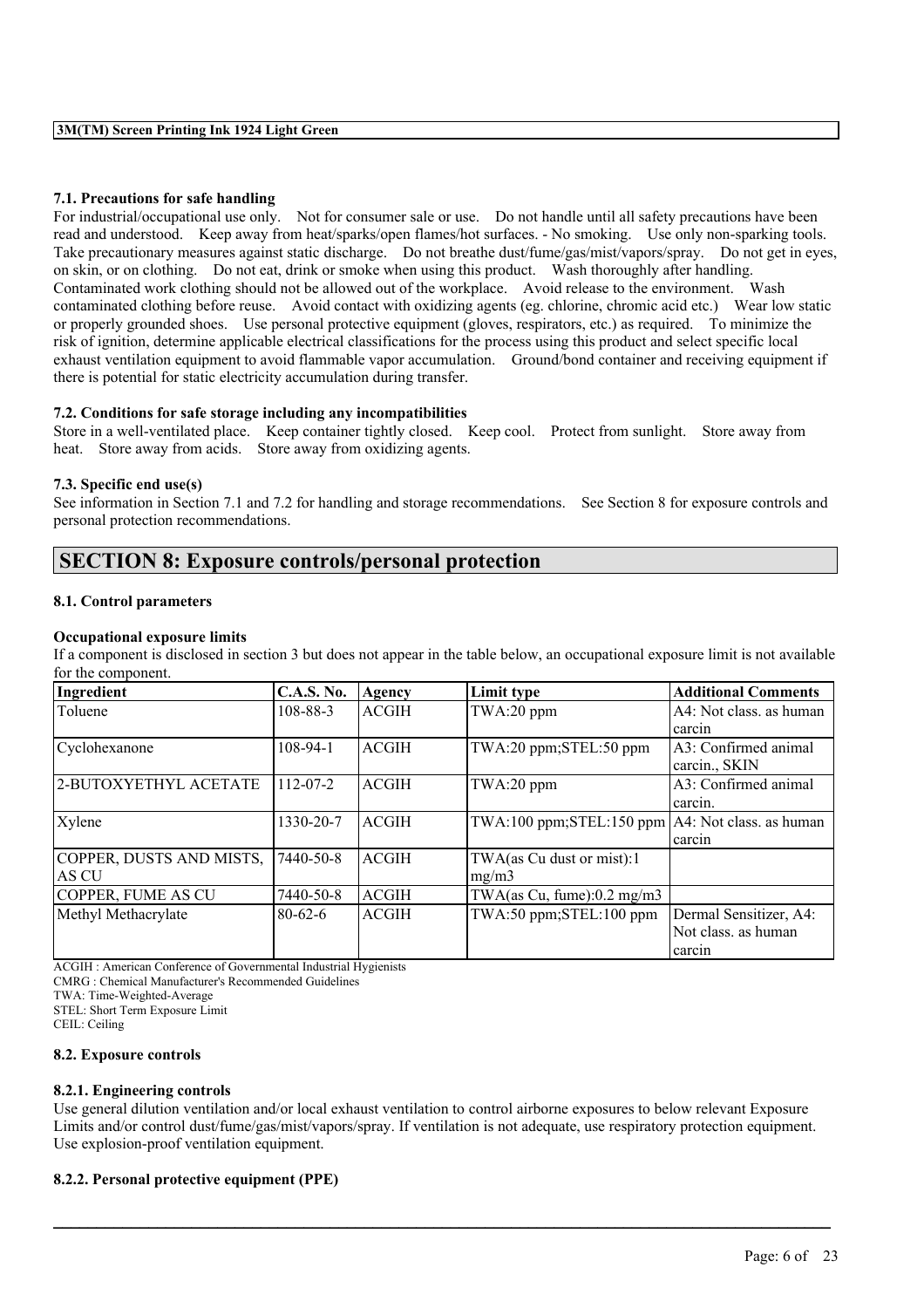### 7.1. Precautions for safe handling

For industrial/occupational use only. Not for consumer sale or use. Do not handle until all safety precautions have been read and understood. Keep away from heat/sparks/open flames/hot surfaces. - No smoking. Use only non-sparking tools. Take precautionary measures against static discharge. Do not breathe dust/fume/gas/mist/vapors/spray. Do not get in eyes, on skin, or on clothing. Do not eat, drink or smoke when using this product. Wash thoroughly after handling. Contaminated work clothing should not be allowed out of the workplace. Avoid release to the environment. Wash contaminated clothing before reuse. Avoid contact with oxidizing agents (eg. chlorine, chromic acid etc.) Wear low static or properly grounded shoes. Use personal protective equipment (gloves, respirators, etc.) as required. To minimize the risk of ignition, determine applicable electrical classifications for the process using this product and select specific local exhaust ventilation equipment to avoid flammable vapor accumulation. Ground/bond container and receiving equipment if there is potential for static electricity accumulation during transfer.

### 7.2. Conditions for safe storage including any incompatibilities

Store in a well-ventilated place. Keep container tightly closed. Keep cool. Protect from sunlight. Store away from heat. Store away from acids. Store away from oxidizing agents.

### 7.3. Specific end use(s)

See information in Section 7.1 and 7.2 for handling and storage recommendations. See Section 8 for exposure controls and personal protection recommendations.

## SECTION 8: Exposure controls/personal protection

### 8.1. Control parameters

**Occupational exposure limits**

If a component is disclosed in section 3 but does not appear in the table below, an occupational exposure limit is not available for the component.

| Ingredient | C.A.S. No. | Agency | Limit type | Additional Comments |
|---|---|---|---|---|
| Toluene | 108-88-3 | ACGIH | TWA:20 ppm | A4: Not class. as human carcin |
| Cyclohexanone | 108-94-1 | ACGIH | TWA:20 ppm;STEL:50 ppm | A3: Confirmed animal carcin., SKIN |
| 2-BUTOXYETHYL ACETATE | 112-07-2 | ACGIH | TWA:20 ppm | A3: Confirmed animal carcin. |
| Xylene | 1330-20-7 | ACGIH | TWA:100 ppm;STEL:150 ppm | A4: Not class. as human carcin |
| COPPER, DUSTS AND MISTS, AS CU | 7440-50-8 | ACGIH | TWA(as Cu dust or mist):1 mg/m3 | |
| COPPER, FUME AS CU | 7440-50-8 | ACGIH | TWA(as Cu, fume):0.2 mg/m3 | |
| Methyl Methacrylate | 80-62-6 | ACGIH | TWA:50 ppm;STEL:100 ppm | Dermal Sensitizer, A4: Not class. as human carcin |

ACGIH : American Conference of Governmental Industrial Hygienists
CMRG : Chemical Manufacturer's Recommended Guidelines
TWA: Time-Weighted-Average
STEL: Short Term Exposure Limit
CEIL: Ceiling

### 8.2. Exposure controls

#### 8.2.1. Engineering controls

Use general dilution ventilation and/or local exhaust ventilation to control airborne exposures to below relevant Exposure Limits and/or control dust/fume/gas/mist/vapors/spray. If ventilation is not adequate, use respiratory protection equipment. Use explosion-proof ventilation equipment.

#### 8.2.2. Personal protective equipment (PPE)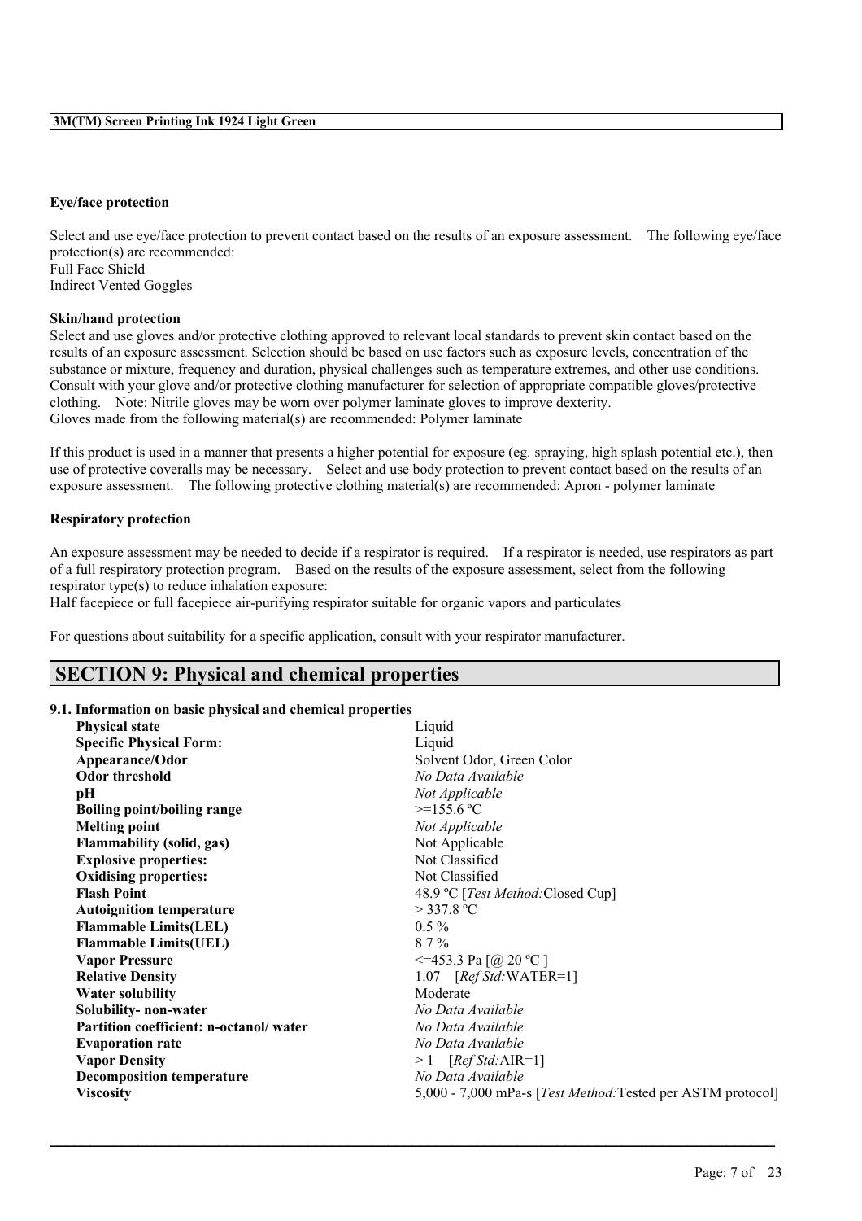**Eye/face protection**

Select and use eye/face protection to prevent contact based on the results of an exposure assessment. The following eye/face protection(s) are recommended:
Full Face Shield
Indirect Vented Goggles

**Skin/hand protection**

Select and use gloves and/or protective clothing approved to relevant local standards to prevent skin contact based on the results of an exposure assessment. Selection should be based on use factors such as exposure levels, concentration of the substance or mixture, frequency and duration, physical challenges such as temperature extremes, and other use conditions. Consult with your glove and/or protective clothing manufacturer for selection of appropriate compatible gloves/protective clothing. Note: Nitrile gloves may be worn over polymer laminate gloves to improve dexterity.
Gloves made from the following material(s) are recommended: Polymer laminate

If this product is used in a manner that presents a higher potential for exposure (eg. spraying, high splash potential etc.), then use of protective coveralls may be necessary. Select and use body protection to prevent contact based on the results of an exposure assessment. The following protective clothing material(s) are recommended: Apron - polymer laminate

**Respiratory protection**

An exposure assessment may be needed to decide if a respirator is required. If a respirator is needed, use respirators as part of a full respiratory protection program. Based on the results of the exposure assessment, select from the following respirator type(s) to reduce inhalation exposure:
Half facepiece or full facepiece air-purifying respirator suitable for organic vapors and particulates

For questions about suitability for a specific application, consult with your respirator manufacturer.

## SECTION 9: Physical and chemical properties

**9.1. Information on basic physical and chemical properties**

| | |
|---|---|
| **Physical state** | Liquid |
| **Specific Physical Form:** | Liquid |
| **Appearance/Odor** | Solvent Odor, Green Color |
| **Odor threshold** | *No Data Available* |
| **pH** | *Not Applicable* |
| **Boiling point/boiling range** | >=155.6 ºC |
| **Melting point** | *Not Applicable* |
| **Flammability (solid, gas)** | Not Applicable |
| **Explosive properties:** | Not Classified |
| **Oxidising properties:** | Not Classified |
| **Flash Point** | 48.9 ºC [*Test Method:*Closed Cup] |
| **Autoignition temperature** | > 337.8 ºC |
| **Flammable Limits(LEL)** | 0.5 % |
| **Flammable Limits(UEL)** | 8.7 % |
| **Vapor Pressure** | <=453.3 Pa [@ 20 ºC ] |
| **Relative Density** | 1.07 [*Ref Std:*WATER=1] |
| **Water solubility** | Moderate |
| **Solubility- non-water** | *No Data Available* |
| **Partition coefficient: n-octanol/ water** | *No Data Available* |
| **Evaporation rate** | *No Data Available* |
| **Vapor Density** | > 1 [*Ref Std:*AIR=1] |
| **Decomposition temperature** | *No Data Available* |
| **Viscosity** | 5,000 - 7,000 mPa-s [*Test Method:*Tested per ASTM protocol] |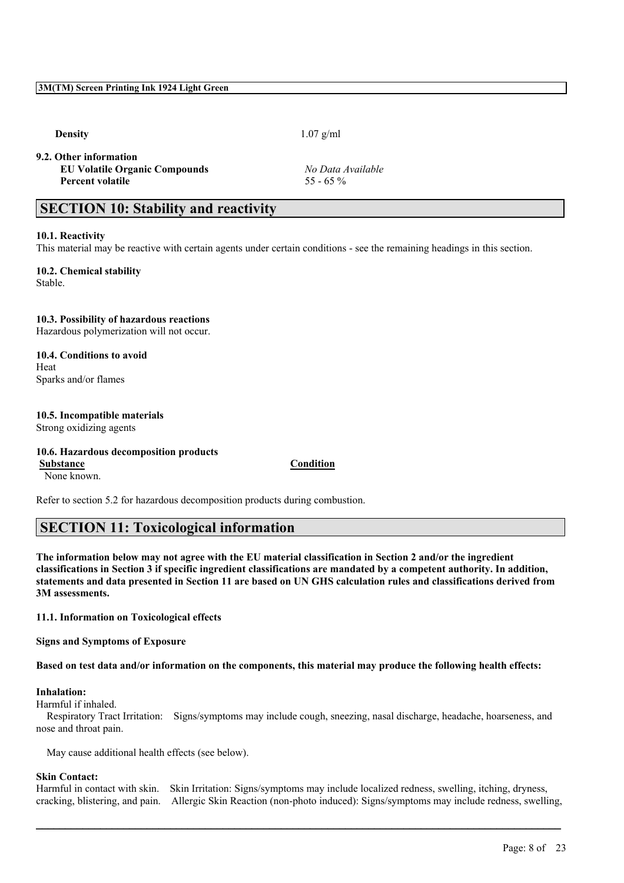| | |
|---|---|
| **Density** | 1.07 g/ml |

**9.2. Other information**

| | |
|---|---|
| **EU Volatile Organic Compounds** | *No Data Available* |
| **Percent volatile** | 55 - 65 % |

## SECTION 10: Stability and reactivity

**10.1. Reactivity**
This material may be reactive with certain agents under certain conditions - see the remaining headings in this section.

**10.2. Chemical stability**
Stable.

**10.3. Possibility of hazardous reactions**
Hazardous polymerization will not occur.

**10.4. Conditions to avoid**
Heat
Sparks and/or flames

**10.5. Incompatible materials**
Strong oxidizing agents

**10.6. Hazardous decomposition products**

| Substance | Condition |
|---|---|
| None known. | |

Refer to section 5.2 for hazardous decomposition products during combustion.

## SECTION 11: Toxicological information

**The information below may not agree with the EU material classification in Section 2 and/or the ingredient classifications in Section 3 if specific ingredient classifications are mandated by a competent authority. In addition, statements and data presented in Section 11 are based on UN GHS calculation rules and classifications derived from 3M assessments.**

**11.1. Information on Toxicological effects**

**Signs and Symptoms of Exposure**

**Based on test data and/or information on the components, this material may produce the following health effects:**

**Inhalation:**
Harmful if inhaled.
Respiratory Tract Irritation: Signs/symptoms may include cough, sneezing, nasal discharge, headache, hoarseness, and nose and throat pain.

May cause additional health effects (see below).

**Skin Contact:**
Harmful in contact with skin. Skin Irritation: Signs/symptoms may include localized redness, swelling, itching, dryness, cracking, blistering, and pain. Allergic Skin Reaction (non-photo induced): Signs/symptoms may include redness, swelling,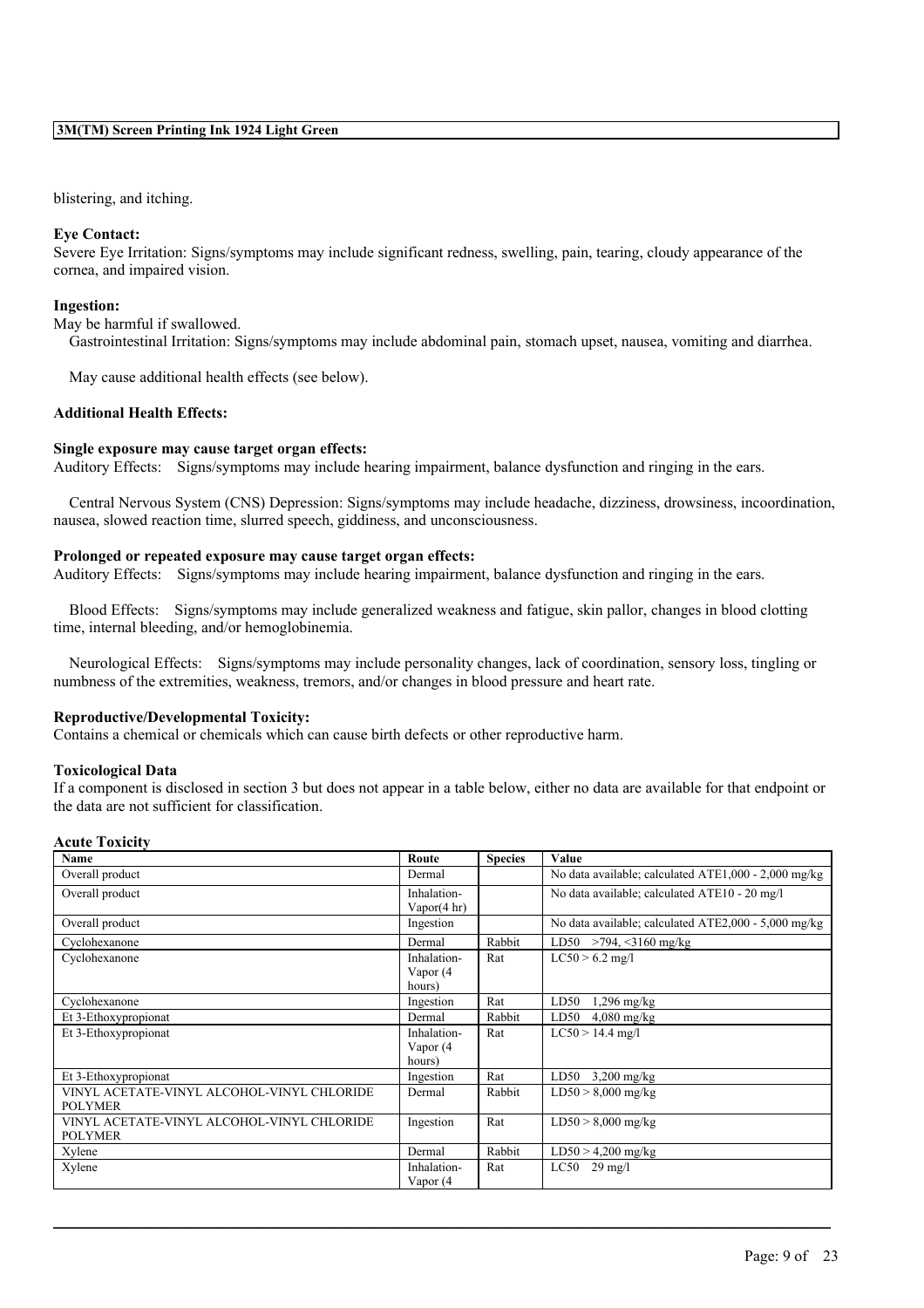blistering, and itching.

**Eye Contact:**
Severe Eye Irritation: Signs/symptoms may include significant redness, swelling, pain, tearing, cloudy appearance of the cornea, and impaired vision.

**Ingestion:**
May be harmful if swallowed.
Gastrointestinal Irritation: Signs/symptoms may include abdominal pain, stomach upset, nausea, vomiting and diarrhea.

May cause additional health effects (see below).

**Additional Health Effects:**

**Single exposure may cause target organ effects:**
Auditory Effects: Signs/symptoms may include hearing impairment, balance dysfunction and ringing in the ears.

Central Nervous System (CNS) Depression: Signs/symptoms may include headache, dizziness, drowsiness, incoordination, nausea, slowed reaction time, slurred speech, giddiness, and unconsciousness.

**Prolonged or repeated exposure may cause target organ effects:**
Auditory Effects: Signs/symptoms may include hearing impairment, balance dysfunction and ringing in the ears.

Blood Effects: Signs/symptoms may include generalized weakness and fatigue, skin pallor, changes in blood clotting time, internal bleeding, and/or hemoglobinemia.

Neurological Effects: Signs/symptoms may include personality changes, lack of coordination, sensory loss, tingling or numbness of the extremities, weakness, tremors, and/or changes in blood pressure and heart rate.

**Reproductive/Developmental Toxicity:**
Contains a chemical or chemicals which can cause birth defects or other reproductive harm.

**Toxicological Data**
If a component is disclosed in section 3 but does not appear in a table below, either no data are available for that endpoint or the data are not sufficient for classification.

**Acute Toxicity**

| Name | Route | Species | Value |
|---|---|---|---|
| Overall product | Dermal | | No data available; calculated ATE1,000 - 2,000 mg/kg |
| Overall product | Inhalation-Vapor(4 hr) | | No data available; calculated ATE10 - 20 mg/l |
| Overall product | Ingestion | | No data available; calculated ATE2,000 - 5,000 mg/kg |
| Cyclohexanone | Dermal | Rabbit | LD50 >794, <3160 mg/kg |
| Cyclohexanone | Inhalation-Vapor (4 hours) | Rat | LC50 > 6.2 mg/l |
| Cyclohexanone | Ingestion | Rat | LD50 1,296 mg/kg |
| Et 3-Ethoxypropionat | Dermal | Rabbit | LD50 4,080 mg/kg |
| Et 3-Ethoxypropionat | Inhalation-Vapor (4 hours) | Rat | LC50 > 14.4 mg/l |
| Et 3-Ethoxypropionat | Ingestion | Rat | LD50 3,200 mg/kg |
| VINYL ACETATE-VINYL ALCOHOL-VINYL CHLORIDE POLYMER | Dermal | Rabbit | LD50 > 8,000 mg/kg |
| VINYL ACETATE-VINYL ALCOHOL-VINYL CHLORIDE POLYMER | Ingestion | Rat | LD50 > 8,000 mg/kg |
| Xylene | Dermal | Rabbit | LD50 > 4,200 mg/kg |
| Xylene | Inhalation-Vapor (4 | Rat | LC50 29 mg/l |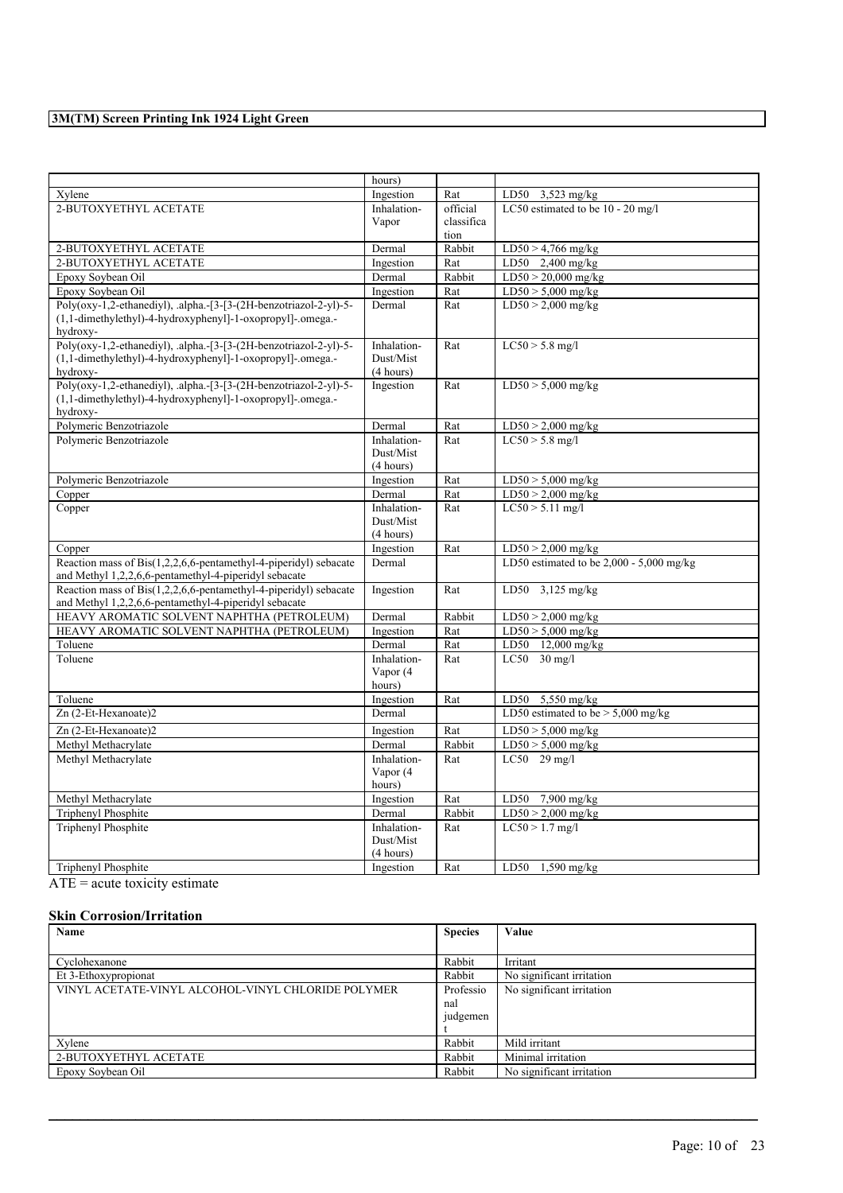| | | | |
|---|---|---|---|
| | hours) | | |
| Xylene | Ingestion | Rat | LD50 3,523 mg/kg |
| 2-BUTOXYETHYL ACETATE | Inhalation-Vapor | official classification | LC50 estimated to be 10 - 20 mg/l |
| 2-BUTOXYETHYL ACETATE | Dermal | Rabbit | LD50 > 4,766 mg/kg |
| 2-BUTOXYETHYL ACETATE | Ingestion | Rat | LD50 2,400 mg/kg |
| Epoxy Soybean Oil | Dermal | Rabbit | LD50 > 20,000 mg/kg |
| Epoxy Soybean Oil | Ingestion | Rat | LD50 > 5,000 mg/kg |
| Poly(oxy-1,2-ethanediyl), .alpha.-[3-[3-(2H-benzotriazol-2-yl)-5-(1,1-dimethylethyl)-4-hydroxyphenyl]-1-oxopropyl]-.omega.-hydroxy- | Dermal | Rat | LD50 > 2,000 mg/kg |
| Poly(oxy-1,2-ethanediyl), .alpha.-[3-[3-(2H-benzotriazol-2-yl)-5-(1,1-dimethylethyl)-4-hydroxyphenyl]-1-oxopropyl]-.omega.-hydroxy- | Inhalation-Dust/Mist (4 hours) | Rat | LC50 > 5.8 mg/l |
| Poly(oxy-1,2-ethanediyl), .alpha.-[3-[3-(2H-benzotriazol-2-yl)-5-(1,1-dimethylethyl)-4-hydroxyphenyl]-1-oxopropyl]-.omega.-hydroxy- | Ingestion | Rat | LD50 > 5,000 mg/kg |
| Polymeric Benzotriazole | Dermal | Rat | LD50 > 2,000 mg/kg |
| Polymeric Benzotriazole | Inhalation-Dust/Mist (4 hours) | Rat | LC50 > 5.8 mg/l |
| Polymeric Benzotriazole | Ingestion | Rat | LD50 > 5,000 mg/kg |
| Copper | Dermal | Rat | LD50 > 2,000 mg/kg |
| Copper | Inhalation-Dust/Mist (4 hours) | Rat | LC50 > 5.11 mg/l |
| Copper | Ingestion | Rat | LD50 > 2,000 mg/kg |
| Reaction mass of Bis(1,2,2,6,6-pentamethyl-4-piperidyl) sebacate and Methyl 1,2,2,6,6-pentamethyl-4-piperidyl sebacate | Dermal | | LD50 estimated to be 2,000 - 5,000 mg/kg |
| Reaction mass of Bis(1,2,2,6,6-pentamethyl-4-piperidyl) sebacate and Methyl 1,2,2,6,6-pentamethyl-4-piperidyl sebacate | Ingestion | Rat | LD50 3,125 mg/kg |
| HEAVY AROMATIC SOLVENT NAPHTHA (PETROLEUM) | Dermal | Rabbit | LD50 > 2,000 mg/kg |
| HEAVY AROMATIC SOLVENT NAPHTHA (PETROLEUM) | Ingestion | Rat | LD50 > 5,000 mg/kg |
| Toluene | Dermal | Rat | LD50 12,000 mg/kg |
| Toluene | Inhalation-Vapor (4 hours) | Rat | LC50 30 mg/l |
| Toluene | Ingestion | Rat | LD50 5,550 mg/kg |
| Zn (2-Et-Hexanoate)2 | Dermal | | LD50 estimated to be > 5,000 mg/kg |
| Zn (2-Et-Hexanoate)2 | Ingestion | Rat | LD50 > 5,000 mg/kg |
| Methyl Methacrylate | Dermal | Rabbit | LD50 > 5,000 mg/kg |
| Methyl Methacrylate | Inhalation-Vapor (4 hours) | Rat | LC50 29 mg/l |
| Methyl Methacrylate | Ingestion | Rat | LD50 7,900 mg/kg |
| Triphenyl Phosphite | Dermal | Rabbit | LD50 > 2,000 mg/kg |
| Triphenyl Phosphite | Inhalation-Dust/Mist (4 hours) | Rat | LC50 > 1.7 mg/l |
| Triphenyl Phosphite | Ingestion | Rat | LD50 1,590 mg/kg |

ATE = acute toxicity estimate

### Skin Corrosion/Irritation

| Name | Species | Value |
|---|---|---|
| Cyclohexanone | Rabbit | Irritant |
| Et 3-Ethoxypropionat | Rabbit | No significant irritation |
| VINYL ACETATE-VINYL ALCOHOL-VINYL CHLORIDE POLYMER | Professional judgement | No significant irritation |
| Xylene | Rabbit | Mild irritant |
| 2-BUTOXYETHYL ACETATE | Rabbit | Minimal irritation |
| Epoxy Soybean Oil | Rabbit | No significant irritation |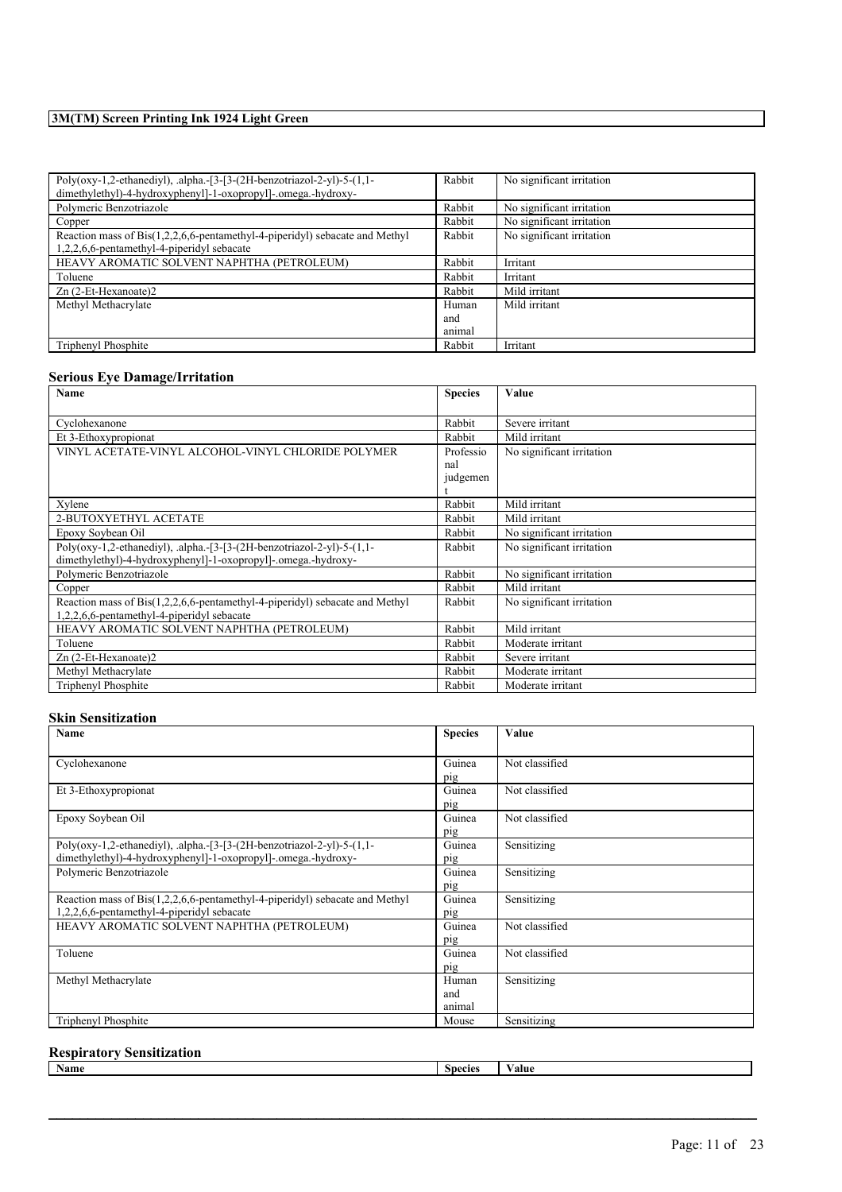| | | |
|---|---|---|
| Poly(oxy-1,2-ethanediyl), .alpha.-[3-[3-(2H-benzotriazol-2-yl)-5-(1,1-dimethylethyl)-4-hydroxyphenyl]-1-oxopropyl]-.omega.-hydroxy- | Rabbit | No significant irritation |
| Polymeric Benzotriazole | Rabbit | No significant irritation |
| Copper | Rabbit | No significant irritation |
| Reaction mass of Bis(1,2,2,6,6-pentamethyl-4-piperidyl) sebacate and Methyl 1,2,2,6,6-pentamethyl-4-piperidyl sebacate | Rabbit | No significant irritation |
| HEAVY AROMATIC SOLVENT NAPHTHA (PETROLEUM) | Rabbit | Irritant |
| Toluene | Rabbit | Irritant |
| Zn (2-Et-Hexanoate)2 | Rabbit | Mild irritant |
| Methyl Methacrylate | Human and animal | Mild irritant |
| Triphenyl Phosphite | Rabbit | Irritant |

## Serious Eye Damage/Irritation

| Name | Species | Value |
|---|---|---|
| Cyclohexanone | Rabbit | Severe irritant |
| Et 3-Ethoxypropionat | Rabbit | Mild irritant |
| VINYL ACETATE-VINYL ALCOHOL-VINYL CHLORIDE POLYMER | Professional judgement | No significant irritation |
| Xylene | Rabbit | Mild irritant |
| 2-BUTOXYETHYL ACETATE | Rabbit | Mild irritant |
| Epoxy Soybean Oil | Rabbit | No significant irritation |
| Poly(oxy-1,2-ethanediyl), .alpha.-[3-[3-(2H-benzotriazol-2-yl)-5-(1,1-dimethylethyl)-4-hydroxyphenyl]-1-oxopropyl]-.omega.-hydroxy- | Rabbit | No significant irritation |
| Polymeric Benzotriazole | Rabbit | No significant irritation |
| Copper | Rabbit | Mild irritant |
| Reaction mass of Bis(1,2,2,6,6-pentamethyl-4-piperidyl) sebacate and Methyl 1,2,2,6,6-pentamethyl-4-piperidyl sebacate | Rabbit | No significant irritation |
| HEAVY AROMATIC SOLVENT NAPHTHA (PETROLEUM) | Rabbit | Mild irritant |
| Toluene | Rabbit | Moderate irritant |
| Zn (2-Et-Hexanoate)2 | Rabbit | Severe irritant |
| Methyl Methacrylate | Rabbit | Moderate irritant |
| Triphenyl Phosphite | Rabbit | Moderate irritant |

## Skin Sensitization

| Name | Species | Value |
|---|---|---|
| Cyclohexanone | Guinea pig | Not classified |
| Et 3-Ethoxypropionat | Guinea pig | Not classified |
| Epoxy Soybean Oil | Guinea pig | Not classified |
| Poly(oxy-1,2-ethanediyl), .alpha.-[3-[3-(2H-benzotriazol-2-yl)-5-(1,1-dimethylethyl)-4-hydroxyphenyl]-1-oxopropyl]-.omega.-hydroxy- | Guinea pig | Sensitizing |
| Polymeric Benzotriazole | Guinea pig | Sensitizing |
| Reaction mass of Bis(1,2,2,6,6-pentamethyl-4-piperidyl) sebacate and Methyl 1,2,2,6,6-pentamethyl-4-piperidyl sebacate | Guinea pig | Sensitizing |
| HEAVY AROMATIC SOLVENT NAPHTHA (PETROLEUM) | Guinea pig | Not classified |
| Toluene | Guinea pig | Not classified |
| Methyl Methacrylate | Human and animal | Sensitizing |
| Triphenyl Phosphite | Mouse | Sensitizing |

## Respiratory Sensitization

| Name | Species | Value |
|---|---|---|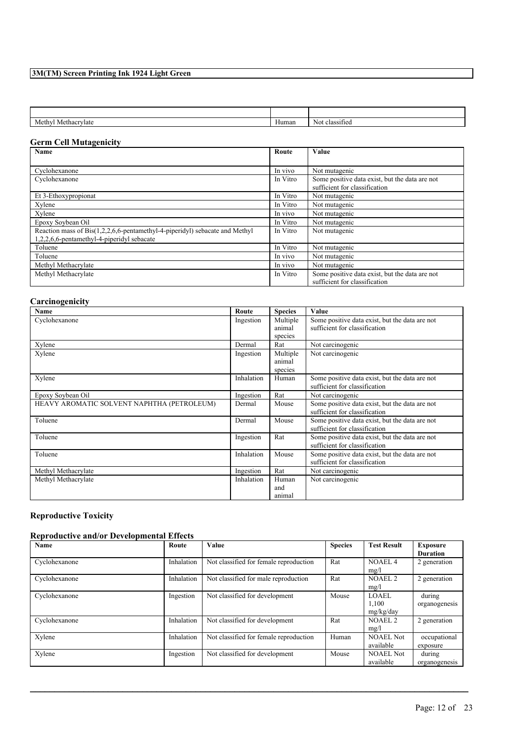| | | |
|---|---|---|
| Methyl Methacrylate | Human | Not classified |

## Germ Cell Mutagenicity

| Name | Route | Value |
|---|---|---|
| Cyclohexanone | In vivo | Not mutagenic |
| Cyclohexanone | In Vitro | Some positive data exist, but the data are not sufficient for classification |
| Et 3-Ethoxypropionat | In Vitro | Not mutagenic |
| Xylene | In Vitro | Not mutagenic |
| Xylene | In vivo | Not mutagenic |
| Epoxy Soybean Oil | In Vitro | Not mutagenic |
| Reaction mass of Bis(1,2,2,6,6-pentamethyl-4-piperidyl) sebacate and Methyl 1,2,2,6,6-pentamethyl-4-piperidyl sebacate | In Vitro | Not mutagenic |
| Toluene | In Vitro | Not mutagenic |
| Toluene | In vivo | Not mutagenic |
| Methyl Methacrylate | In vivo | Not mutagenic |
| Methyl Methacrylate | In Vitro | Some positive data exist, but the data are not sufficient for classification |

## Carcinogenicity

| Name | Route | Species | Value |
|---|---|---|---|
| Cyclohexanone | Ingestion | Multiple animal species | Some positive data exist, but the data are not sufficient for classification |
| Xylene | Dermal | Rat | Not carcinogenic |
| Xylene | Ingestion | Multiple animal species | Not carcinogenic |
| Xylene | Inhalation | Human | Some positive data exist, but the data are not sufficient for classification |
| Epoxy Soybean Oil | Ingestion | Rat | Not carcinogenic |
| HEAVY AROMATIC SOLVENT NAPHTHA (PETROLEUM) | Dermal | Mouse | Some positive data exist, but the data are not sufficient for classification |
| Toluene | Dermal | Mouse | Some positive data exist, but the data are not sufficient for classification |
| Toluene | Ingestion | Rat | Some positive data exist, but the data are not sufficient for classification |
| Toluene | Inhalation | Mouse | Some positive data exist, but the data are not sufficient for classification |
| Methyl Methacrylate | Ingestion | Rat | Not carcinogenic |
| Methyl Methacrylate | Inhalation | Human and animal | Not carcinogenic |

## Reproductive Toxicity

### Reproductive and/or Developmental Effects

| Name | Route | Value | Species | Test Result | Exposure Duration |
|---|---|---|---|---|---|
| Cyclohexanone | Inhalation | Not classified for female reproduction | Rat | NOAEL 4 mg/l | 2 generation |
| Cyclohexanone | Inhalation | Not classified for male reproduction | Rat | NOAEL 2 mg/l | 2 generation |
| Cyclohexanone | Ingestion | Not classified for development | Mouse | LOAEL 1,100 mg/kg/day | during organogenesis |
| Cyclohexanone | Inhalation | Not classified for development | Rat | NOAEL 2 mg/l | 2 generation |
| Xylene | Inhalation | Not classified for female reproduction | Human | NOAEL Not available | occupational exposure |
| Xylene | Ingestion | Not classified for development | Mouse | NOAEL Not available | during organogenesis |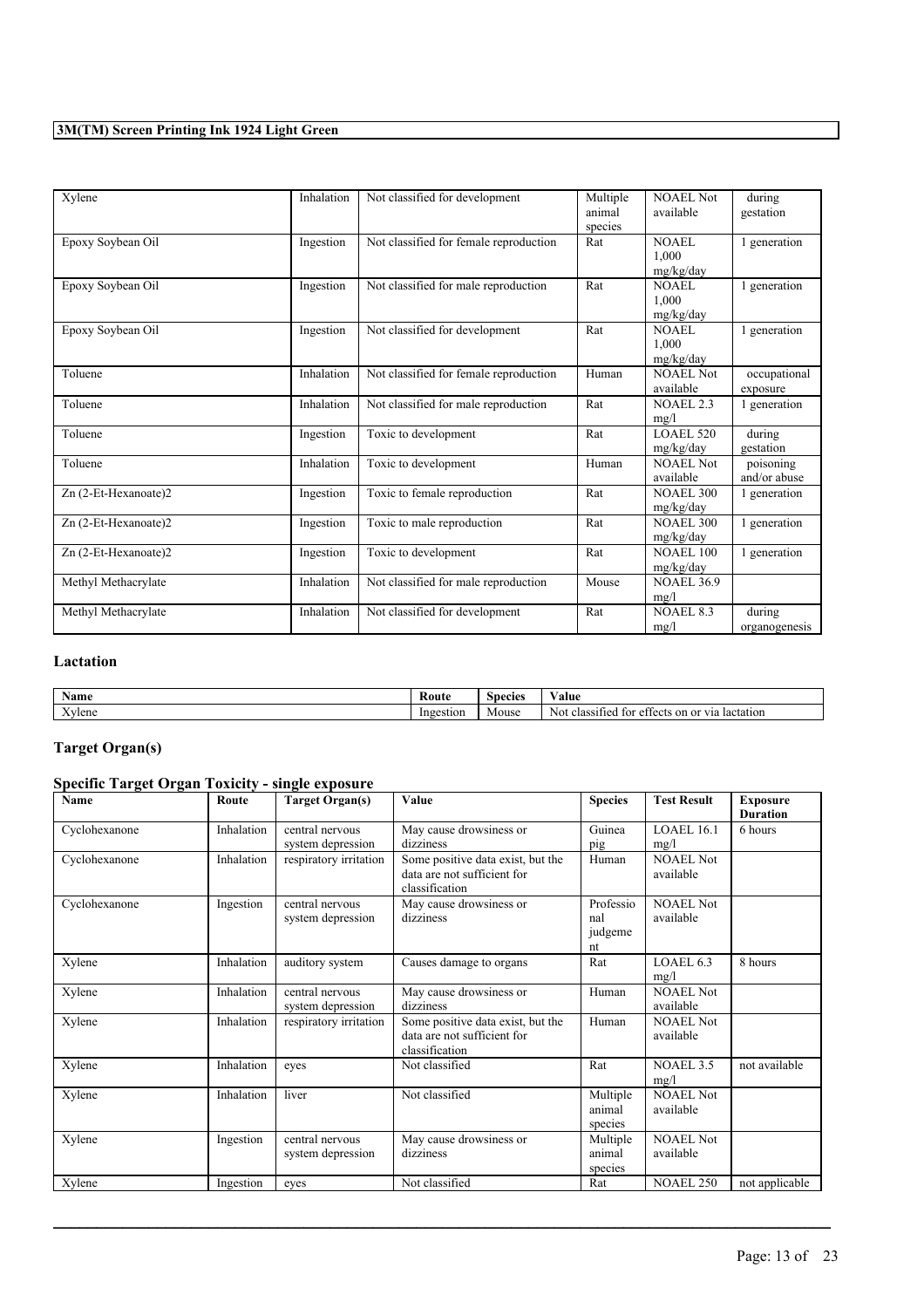| Xylene | Inhalation | Not classified for development | Multiple animal species | NOAEL Not available | during gestation |
|---|---|---|---|---|---|
| Epoxy Soybean Oil | Ingestion | Not classified for female reproduction | Rat | NOAEL 1,000 mg/kg/day | 1 generation |
| Epoxy Soybean Oil | Ingestion | Not classified for male reproduction | Rat | NOAEL 1,000 mg/kg/day | 1 generation |
| Epoxy Soybean Oil | Ingestion | Not classified for development | Rat | NOAEL 1,000 mg/kg/day | 1 generation |
| Toluene | Inhalation | Not classified for female reproduction | Human | NOAEL Not available | occupational exposure |
| Toluene | Inhalation | Not classified for male reproduction | Rat | NOAEL 2.3 mg/l | 1 generation |
| Toluene | Ingestion | Toxic to development | Rat | LOAEL 520 mg/kg/day | during gestation |
| Toluene | Inhalation | Toxic to development | Human | NOAEL Not available | poisoning and/or abuse |
| Zn (2-Et-Hexanoate)2 | Ingestion | Toxic to female reproduction | Rat | NOAEL 300 mg/kg/day | 1 generation |
| Zn (2-Et-Hexanoate)2 | Ingestion | Toxic to male reproduction | Rat | NOAEL 300 mg/kg/day | 1 generation |
| Zn (2-Et-Hexanoate)2 | Ingestion | Toxic to development | Rat | NOAEL 100 mg/kg/day | 1 generation |
| Methyl Methacrylate | Inhalation | Not classified for male reproduction | Mouse | NOAEL 36.9 mg/l | |
| Methyl Methacrylate | Inhalation | Not classified for development | Rat | NOAEL 8.3 mg/l | during organogenesis |

## Lactation

| Name | Route | Species | Value |
|---|---|---|---|
| Xylene | Ingestion | Mouse | Not classified for effects on or via lactation |

## Target Organ(s)

### Specific Target Organ Toxicity - single exposure

| Name | Route | Target Organ(s) | Value | Species | Test Result | Exposure Duration |
|---|---|---|---|---|---|---|
| Cyclohexanone | Inhalation | central nervous system depression | May cause drowsiness or dizziness | Guinea pig | LOAEL 16.1 mg/l | 6 hours |
| Cyclohexanone | Inhalation | respiratory irritation | Some positive data exist, but the data are not sufficient for classification | Human | NOAEL Not available | |
| Cyclohexanone | Ingestion | central nervous system depression | May cause drowsiness or dizziness | Professional judgement | NOAEL Not available | |
| Xylene | Inhalation | auditory system | Causes damage to organs | Rat | LOAEL 6.3 mg/l | 8 hours |
| Xylene | Inhalation | central nervous system depression | May cause drowsiness or dizziness | Human | NOAEL Not available | |
| Xylene | Inhalation | respiratory irritation | Some positive data exist, but the data are not sufficient for classification | Human | NOAEL Not available | |
| Xylene | Inhalation | eyes | Not classified | Rat | NOAEL 3.5 mg/l | not available |
| Xylene | Inhalation | liver | Not classified | Multiple animal species | NOAEL Not available | |
| Xylene | Ingestion | central nervous system depression | May cause drowsiness or dizziness | Multiple animal species | NOAEL Not available | |
| Xylene | Ingestion | eyes | Not classified | Rat | NOAEL 250 | not applicable |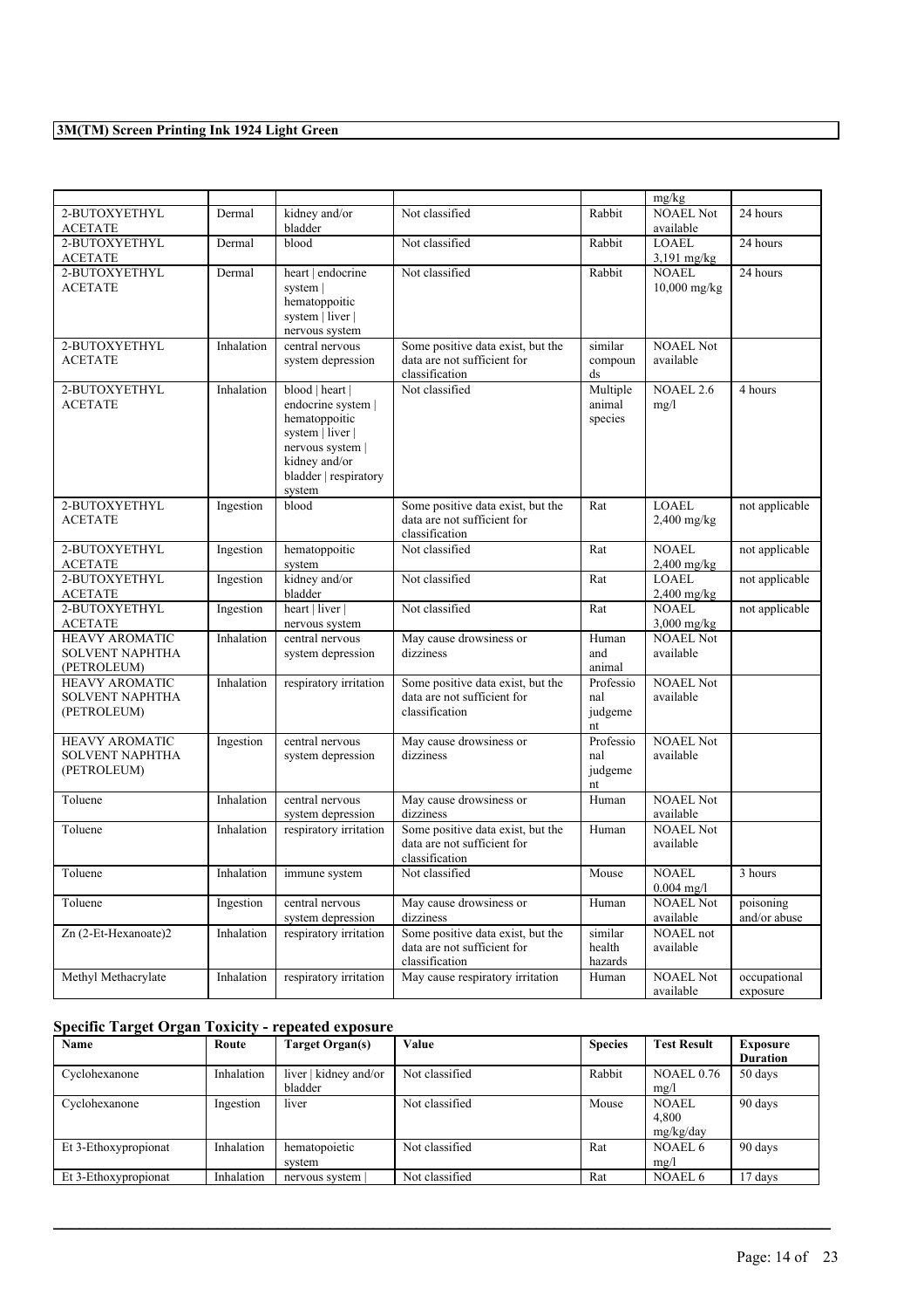**3M(TM) Screen Printing Ink 1924 Light Green**

| | | | | | | |
|---|---|---|---|---|---|---|
| | | | | | mg/kg | |
| 2-BUTOXYETHYL ACETATE | Dermal | kidney and/or bladder | Not classified | Rabbit | NOAEL Not available | 24 hours |
| 2-BUTOXYETHYL ACETATE | Dermal | blood | Not classified | Rabbit | LOAEL 3,191 mg/kg | 24 hours |
| 2-BUTOXYETHYL ACETATE | Dermal | heart \| endocrine system \| hematoppoitic system \| liver \| nervous system | Not classified | Rabbit | NOAEL 10,000 mg/kg | 24 hours |
| 2-BUTOXYETHYL ACETATE | Inhalation | central nervous system depression | Some positive data exist, but the data are not sufficient for classification | similar compounds | NOAEL Not available | |
| 2-BUTOXYETHYL ACETATE | Inhalation | blood \| heart \| endocrine system \| hematoppoitic system \| liver \| nervous system \| kidney and/or bladder \| respiratory system | Not classified | Multiple animal species | NOAEL 2.6 mg/l | 4 hours |
| 2-BUTOXYETHYL ACETATE | Ingestion | blood | Some positive data exist, but the data are not sufficient for classification | Rat | LOAEL 2,400 mg/kg | not applicable |
| 2-BUTOXYETHYL ACETATE | Ingestion | hematoppoitic system | Not classified | Rat | NOAEL 2,400 mg/kg | not applicable |
| 2-BUTOXYETHYL ACETATE | Ingestion | kidney and/or bladder | Not classified | Rat | LOAEL 2,400 mg/kg | not applicable |
| 2-BUTOXYETHYL ACETATE | Ingestion | heart \| liver \| nervous system | Not classified | Rat | NOAEL 3,000 mg/kg | not applicable |
| HEAVY AROMATIC SOLVENT NAPHTHA (PETROLEUM) | Inhalation | central nervous system depression | May cause drowsiness or dizziness | Human and animal | NOAEL Not available | |
| HEAVY AROMATIC SOLVENT NAPHTHA (PETROLEUM) | Inhalation | respiratory irritation | Some positive data exist, but the data are not sufficient for classification | Professional judgement | NOAEL Not available | |
| HEAVY AROMATIC SOLVENT NAPHTHA (PETROLEUM) | Ingestion | central nervous system depression | May cause drowsiness or dizziness | Professional judgement | NOAEL Not available | |
| Toluene | Inhalation | central nervous system depression | May cause drowsiness or dizziness | Human | NOAEL Not available | |
| Toluene | Inhalation | respiratory irritation | Some positive data exist, but the data are not sufficient for classification | Human | NOAEL Not available | |
| Toluene | Inhalation | immune system | Not classified | Mouse | NOAEL 0.004 mg/l | 3 hours |
| Toluene | Ingestion | central nervous system depression | May cause drowsiness or dizziness | Human | NOAEL Not available | poisoning and/or abuse |
| Zn (2-Et-Hexanoate)2 | Inhalation | respiratory irritation | Some positive data exist, but the data are not sufficient for classification | similar health hazards | NOAEL not available | |
| Methyl Methacrylate | Inhalation | respiratory irritation | May cause respiratory irritation | Human | NOAEL Not available | occupational exposure |

## Specific Target Organ Toxicity - repeated exposure

| Name | Route | Target Organ(s) | Value | Species | Test Result | Exposure Duration |
|---|---|---|---|---|---|---|
| Cyclohexanone | Inhalation | liver \| kidney and/or bladder | Not classified | Rabbit | NOAEL 0.76 mg/l | 50 days |
| Cyclohexanone | Ingestion | liver | Not classified | Mouse | NOAEL 4,800 mg/kg/day | 90 days |
| Et 3-Ethoxypropionat | Inhalation | hematopoietic system | Not classified | Rat | NOAEL 6 mg/l | 90 days |
| Et 3-Ethoxypropionat | Inhalation | nervous system \| | Not classified | Rat | NOAEL 6 | 17 days |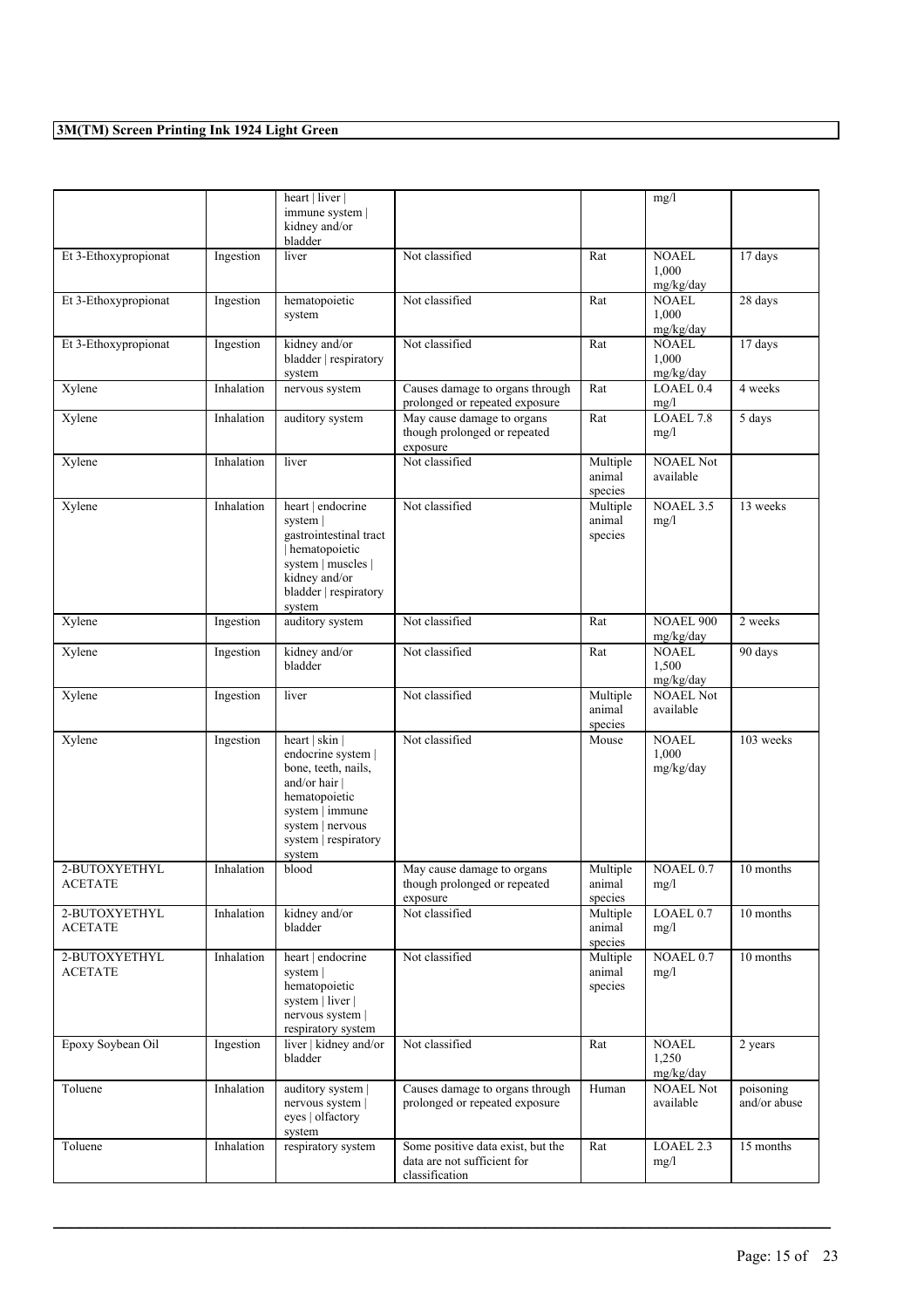| | | heart \| liver \| immune system \| kidney and/or bladder | | | mg/l | |
|---|---|---|---|---|---|---|
| Et 3-Ethoxypropionat | Ingestion | liver | Not classified | Rat | NOAEL 1,000 mg/kg/day | 17 days |
| Et 3-Ethoxypropionat | Ingestion | hematopoietic system | Not classified | Rat | NOAEL 1,000 mg/kg/day | 28 days |
| Et 3-Ethoxypropionat | Ingestion | kidney and/or bladder \| respiratory system | Not classified | Rat | NOAEL 1,000 mg/kg/day | 17 days |
| Xylene | Inhalation | nervous system | Causes damage to organs through prolonged or repeated exposure | Rat | LOAEL 0.4 mg/l | 4 weeks |
| Xylene | Inhalation | auditory system | May cause damage to organs though prolonged or repeated exposure | Rat | LOAEL 7.8 mg/l | 5 days |
| Xylene | Inhalation | liver | Not classified | Multiple animal species | NOAEL Not available | |
| Xylene | Inhalation | heart \| endocrine system \| gastrointestinal tract \| hematopoietic system \| muscles \| kidney and/or bladder \| respiratory system | Not classified | Multiple animal species | NOAEL 3.5 mg/l | 13 weeks |
| Xylene | Ingestion | auditory system | Not classified | Rat | NOAEL 900 mg/kg/day | 2 weeks |
| Xylene | Ingestion | kidney and/or bladder | Not classified | Rat | NOAEL 1,500 mg/kg/day | 90 days |
| Xylene | Ingestion | liver | Not classified | Multiple animal species | NOAEL Not available | |
| Xylene | Ingestion | heart \| skin \| endocrine system \| bone, teeth, nails, and/or hair \| hematopoietic system \| immune system \| nervous system \| respiratory system | Not classified | Mouse | NOAEL 1,000 mg/kg/day | 103 weeks |
| 2-BUTOXYETHYL ACETATE | Inhalation | blood | May cause damage to organs though prolonged or repeated exposure | Multiple animal species | NOAEL 0.7 mg/l | 10 months |
| 2-BUTOXYETHYL ACETATE | Inhalation | kidney and/or bladder | Not classified | Multiple animal species | LOAEL 0.7 mg/l | 10 months |
| 2-BUTOXYETHYL ACETATE | Inhalation | heart \| endocrine system \| hematopoietic system \| liver \| nervous system \| respiratory system | Not classified | Multiple animal species | NOAEL 0.7 mg/l | 10 months |
| Epoxy Soybean Oil | Ingestion | liver \| kidney and/or bladder | Not classified | Rat | NOAEL 1,250 mg/kg/day | 2 years |
| Toluene | Inhalation | auditory system \| nervous system \| eyes \| olfactory system | Causes damage to organs through prolonged or repeated exposure | Human | NOAEL Not available | poisoning and/or abuse |
| Toluene | Inhalation | respiratory system | Some positive data exist, but the data are not sufficient for classification | Rat | LOAEL 2.3 mg/l | 15 months |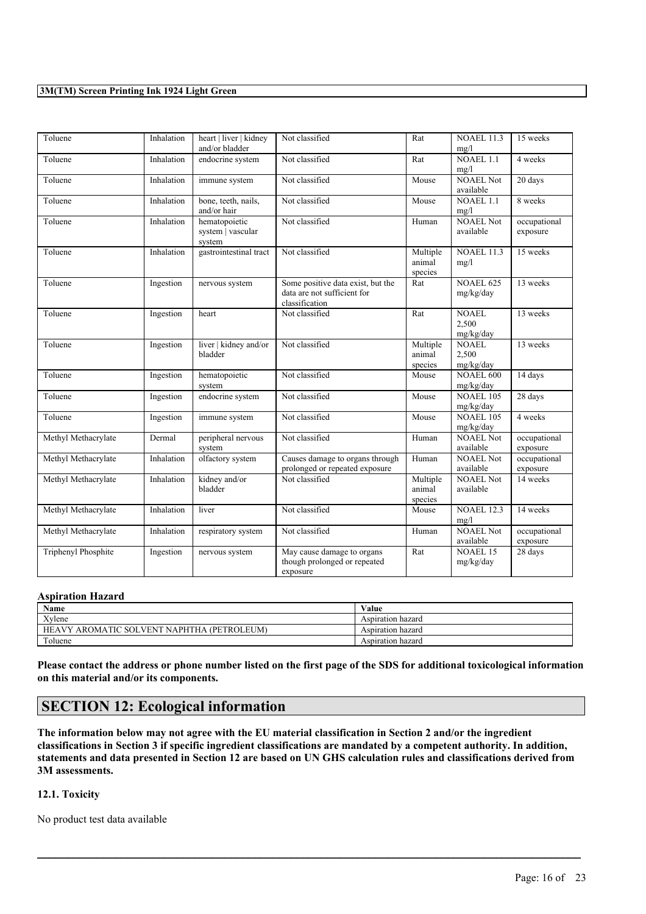| Toluene | Inhalation | heart \| liver \| kidney and/or bladder | Not classified | Rat | NOAEL 11.3 mg/l | 15 weeks |
|---|---|---|---|---|---|---|
| Toluene | Inhalation | endocrine system | Not classified | Rat | NOAEL 1.1 mg/l | 4 weeks |
| Toluene | Inhalation | immune system | Not classified | Mouse | NOAEL Not available | 20 days |
| Toluene | Inhalation | bone, teeth, nails, and/or hair | Not classified | Mouse | NOAEL 1.1 mg/l | 8 weeks |
| Toluene | Inhalation | hematopoietic system \| vascular system | Not classified | Human | NOAEL Not available | occupational exposure |
| Toluene | Inhalation | gastrointestinal tract | Not classified | Multiple animal species | NOAEL 11.3 mg/l | 15 weeks |
| Toluene | Ingestion | nervous system | Some positive data exist, but the data are not sufficient for classification | Rat | NOAEL 625 mg/kg/day | 13 weeks |
| Toluene | Ingestion | heart | Not classified | Rat | NOAEL 2,500 mg/kg/day | 13 weeks |
| Toluene | Ingestion | liver \| kidney and/or bladder | Not classified | Multiple animal species | NOAEL 2,500 mg/kg/day | 13 weeks |
| Toluene | Ingestion | hematopoietic system | Not classified | Mouse | NOAEL 600 mg/kg/day | 14 days |
| Toluene | Ingestion | endocrine system | Not classified | Mouse | NOAEL 105 mg/kg/day | 28 days |
| Toluene | Ingestion | immune system | Not classified | Mouse | NOAEL 105 mg/kg/day | 4 weeks |
| Methyl Methacrylate | Dermal | peripheral nervous system | Not classified | Human | NOAEL Not available | occupational exposure |
| Methyl Methacrylate | Inhalation | olfactory system | Causes damage to organs through prolonged or repeated exposure | Human | NOAEL Not available | occupational exposure |
| Methyl Methacrylate | Inhalation | kidney and/or bladder | Not classified | Multiple animal species | NOAEL Not available | 14 weeks |
| Methyl Methacrylate | Inhalation | liver | Not classified | Mouse | NOAEL 12.3 mg/l | 14 weeks |
| Methyl Methacrylate | Inhalation | respiratory system | Not classified | Human | NOAEL Not available | occupational exposure |
| Triphenyl Phosphite | Ingestion | nervous system | May cause damage to organs though prolonged or repeated exposure | Rat | NOAEL 15 mg/kg/day | 28 days |

**Aspiration Hazard**

| Name | Value |
|---|---|
| Xylene | Aspiration hazard |
| HEAVY AROMATIC SOLVENT NAPHTHA (PETROLEUM) | Aspiration hazard |
| Toluene | Aspiration hazard |

**Please contact the address or phone number listed on the first page of the SDS for additional toxicological information on this material and/or its components.**

## SECTION 12: Ecological information

**The information below may not agree with the EU material classification in Section 2 and/or the ingredient classifications in Section 3 if specific ingredient classifications are mandated by a competent authority. In addition, statements and data presented in Section 12 are based on UN GHS calculation rules and classifications derived from 3M assessments.**

### 12.1. Toxicity

No product test data available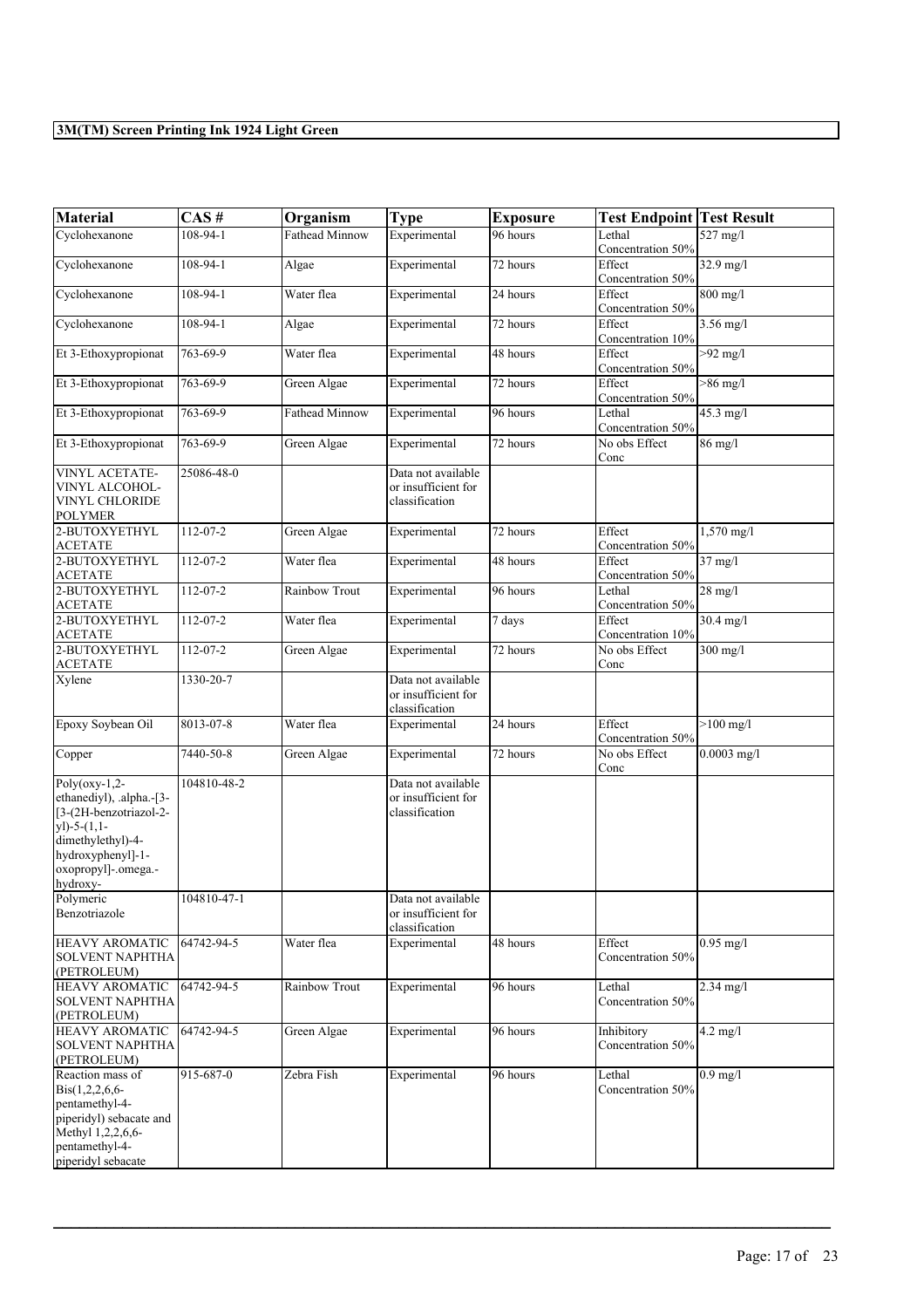| Material | CAS # | Organism | Type | Exposure | Test Endpoint | Test Result |
| --- | --- | --- | --- | --- | --- | --- |
| Cyclohexanone | 108-94-1 | Fathead Minnow | Experimental | 96 hours | Lethal Concentration 50% | 527 mg/l |
| Cyclohexanone | 108-94-1 | Algae | Experimental | 72 hours | Effect Concentration 50% | 32.9 mg/l |
| Cyclohexanone | 108-94-1 | Water flea | Experimental | 24 hours | Effect Concentration 50% | 800 mg/l |
| Cyclohexanone | 108-94-1 | Algae | Experimental | 72 hours | Effect Concentration 10% | 3.56 mg/l |
| Et 3-Ethoxypropionat | 763-69-9 | Water flea | Experimental | 48 hours | Effect Concentration 50% | >92 mg/l |
| Et 3-Ethoxypropionat | 763-69-9 | Green Algae | Experimental | 72 hours | Effect Concentration 50% | >86 mg/l |
| Et 3-Ethoxypropionat | 763-69-9 | Fathead Minnow | Experimental | 96 hours | Lethal Concentration 50% | 45.3 mg/l |
| Et 3-Ethoxypropionat | 763-69-9 | Green Algae | Experimental | 72 hours | No obs Effect Conc | 86 mg/l |
| VINYL ACETATE-VINYL ALCOHOL-VINYL CHLORIDE POLYMER | 25086-48-0 | | Data not available or insufficient for classification | | | |
| 2-BUTOXYETHYL ACETATE | 112-07-2 | Green Algae | Experimental | 72 hours | Effect Concentration 50% | 1,570 mg/l |
| 2-BUTOXYETHYL ACETATE | 112-07-2 | Water flea | Experimental | 48 hours | Effect Concentration 50% | 37 mg/l |
| 2-BUTOXYETHYL ACETATE | 112-07-2 | Rainbow Trout | Experimental | 96 hours | Lethal Concentration 50% | 28 mg/l |
| 2-BUTOXYETHYL ACETATE | 112-07-2 | Water flea | Experimental | 7 days | Effect Concentration 10% | 30.4 mg/l |
| 2-BUTOXYETHYL ACETATE | 112-07-2 | Green Algae | Experimental | 72 hours | No obs Effect Conc | 300 mg/l |
| Xylene | 1330-20-7 | | Data not available or insufficient for classification | | | |
| Epoxy Soybean Oil | 8013-07-8 | Water flea | Experimental | 24 hours | Effect Concentration 50% | >100 mg/l |
| Copper | 7440-50-8 | Green Algae | Experimental | 72 hours | No obs Effect Conc | 0.0003 mg/l |
| Poly(oxy-1,2-ethanediyl), .alpha.-[3-[3-(2H-benzotriazol-2-yl)-5-(1,1-dimethylethyl)-4-hydroxyphenyl]-1-oxopropyl]-.omega.-hydroxy- | 104810-48-2 | | Data not available or insufficient for classification | | | |
| Polymeric Benzotriazole | 104810-47-1 | | Data not available or insufficient for classification | | | |
| HEAVY AROMATIC SOLVENT NAPHTHA (PETROLEUM) | 64742-94-5 | Water flea | Experimental | 48 hours | Effect Concentration 50% | 0.95 mg/l |
| HEAVY AROMATIC SOLVENT NAPHTHA (PETROLEUM) | 64742-94-5 | Rainbow Trout | Experimental | 96 hours | Lethal Concentration 50% | 2.34 mg/l |
| HEAVY AROMATIC SOLVENT NAPHTHA (PETROLEUM) | 64742-94-5 | Green Algae | Experimental | 96 hours | Inhibitory Concentration 50% | 4.2 mg/l |
| Reaction mass of Bis(1,2,2,6,6-pentamethyl-4-piperidyl) sebacate and Methyl 1,2,2,6,6-pentamethyl-4-piperidyl sebacate | 915-687-0 | Zebra Fish | Experimental | 96 hours | Lethal Concentration 50% | 0.9 mg/l |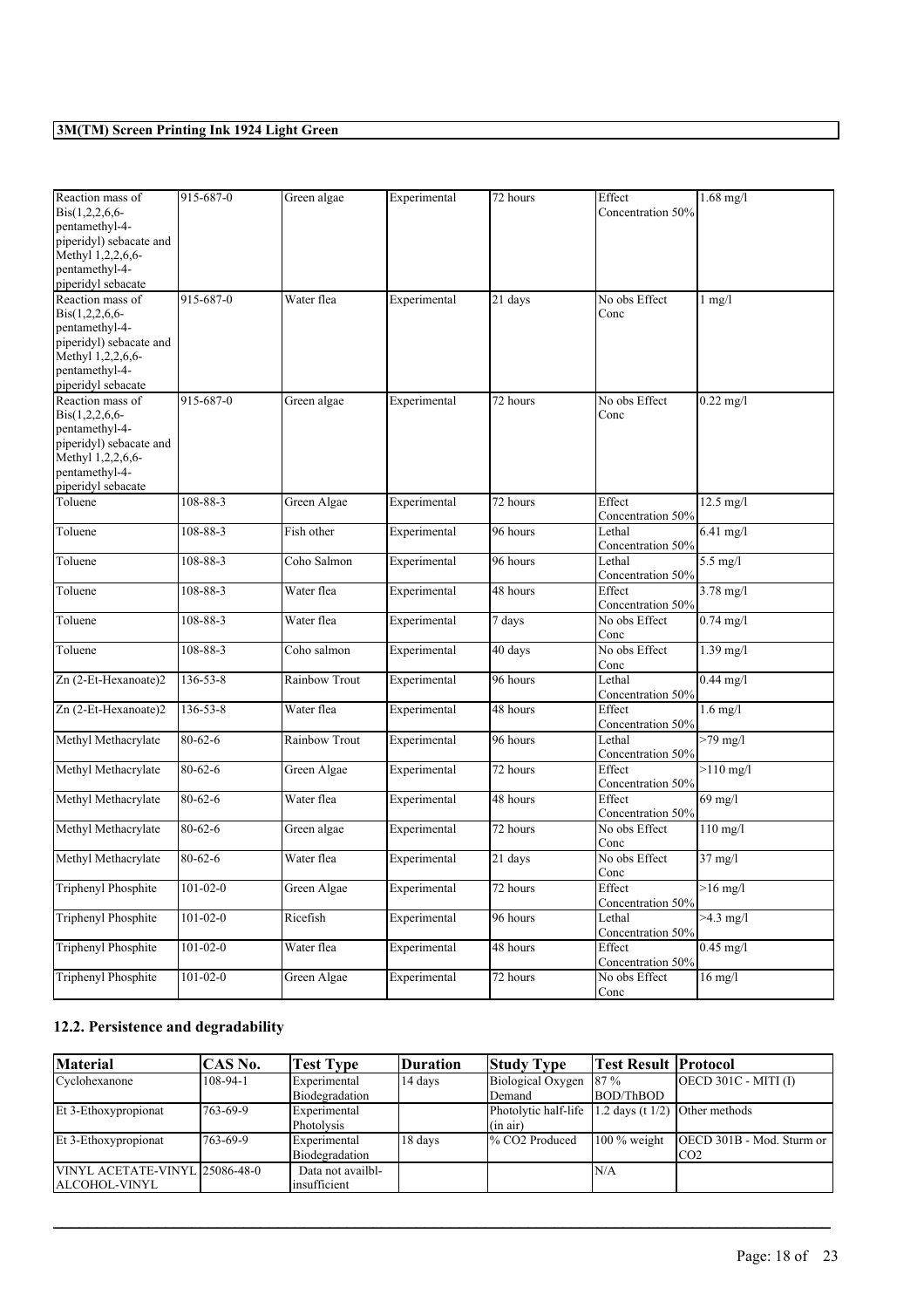| Reaction mass of Bis(1,2,2,6,6-pentamethyl-4-piperidyl) sebacate and Methyl 1,2,2,6,6-pentamethyl-4-piperidyl sebacate | 915-687-0 | Green algae | Experimental | 72 hours | Effect Concentration 50% | 1.68 mg/l |
|---|---|---|---|---|---|---|
| Reaction mass of Bis(1,2,2,6,6-pentamethyl-4-piperidyl) sebacate and Methyl 1,2,2,6,6-pentamethyl-4-piperidyl sebacate | 915-687-0 | Water flea | Experimental | 21 days | No obs Effect Conc | 1 mg/l |
| Reaction mass of Bis(1,2,2,6,6-pentamethyl-4-piperidyl) sebacate and Methyl 1,2,2,6,6-pentamethyl-4-piperidyl sebacate | 915-687-0 | Green algae | Experimental | 72 hours | No obs Effect Conc | 0.22 mg/l |
| Toluene | 108-88-3 | Green Algae | Experimental | 72 hours | Effect Concentration 50% | 12.5 mg/l |
| Toluene | 108-88-3 | Fish other | Experimental | 96 hours | Lethal Concentration 50% | 6.41 mg/l |
| Toluene | 108-88-3 | Coho Salmon | Experimental | 96 hours | Lethal Concentration 50% | 5.5 mg/l |
| Toluene | 108-88-3 | Water flea | Experimental | 48 hours | Effect Concentration 50% | 3.78 mg/l |
| Toluene | 108-88-3 | Water flea | Experimental | 7 days | No obs Effect Conc | 0.74 mg/l |
| Toluene | 108-88-3 | Coho salmon | Experimental | 40 days | No obs Effect Conc | 1.39 mg/l |
| Zn (2-Et-Hexanoate)2 | 136-53-8 | Rainbow Trout | Experimental | 96 hours | Lethal Concentration 50% | 0.44 mg/l |
| Zn (2-Et-Hexanoate)2 | 136-53-8 | Water flea | Experimental | 48 hours | Effect Concentration 50% | 1.6 mg/l |
| Methyl Methacrylate | 80-62-6 | Rainbow Trout | Experimental | 96 hours | Lethal Concentration 50% | >79 mg/l |
| Methyl Methacrylate | 80-62-6 | Green Algae | Experimental | 72 hours | Effect Concentration 50% | >110 mg/l |
| Methyl Methacrylate | 80-62-6 | Water flea | Experimental | 48 hours | Effect Concentration 50% | 69 mg/l |
| Methyl Methacrylate | 80-62-6 | Green algae | Experimental | 72 hours | No obs Effect Conc | 110 mg/l |
| Methyl Methacrylate | 80-62-6 | Water flea | Experimental | 21 days | No obs Effect Conc | 37 mg/l |
| Triphenyl Phosphite | 101-02-0 | Green Algae | Experimental | 72 hours | Effect Concentration 50% | >16 mg/l |
| Triphenyl Phosphite | 101-02-0 | Ricefish | Experimental | 96 hours | Lethal Concentration 50% | >4.3 mg/l |
| Triphenyl Phosphite | 101-02-0 | Water flea | Experimental | 48 hours | Effect Concentration 50% | 0.45 mg/l |
| Triphenyl Phosphite | 101-02-0 | Green Algae | Experimental | 72 hours | No obs Effect Conc | 16 mg/l |

## 12.2. Persistence and degradability

| Material | CAS No. | Test Type | Duration | Study Type | Test Result | Protocol |
|---|---|---|---|---|---|---|
| Cyclohexanone | 108-94-1 | Experimental Biodegradation | 14 days | Biological Oxygen Demand | 87 % BOD/ThBOD | OECD 301C - MITI (I) |
| Et 3-Ethoxypropionat | 763-69-9 | Experimental Photolysis | | Photolytic half-life (in air) | 1.2 days (t 1/2) | Other methods |
| Et 3-Ethoxypropionat | 763-69-9 | Experimental Biodegradation | 18 days | % CO2 Produced | 100 % weight | OECD 301B - Mod. Sturm or CO2 |
| VINYL ACETATE-VINYL ALCOHOL-VINYL | 25086-48-0 | Data not availbl-insufficient | | | N/A | |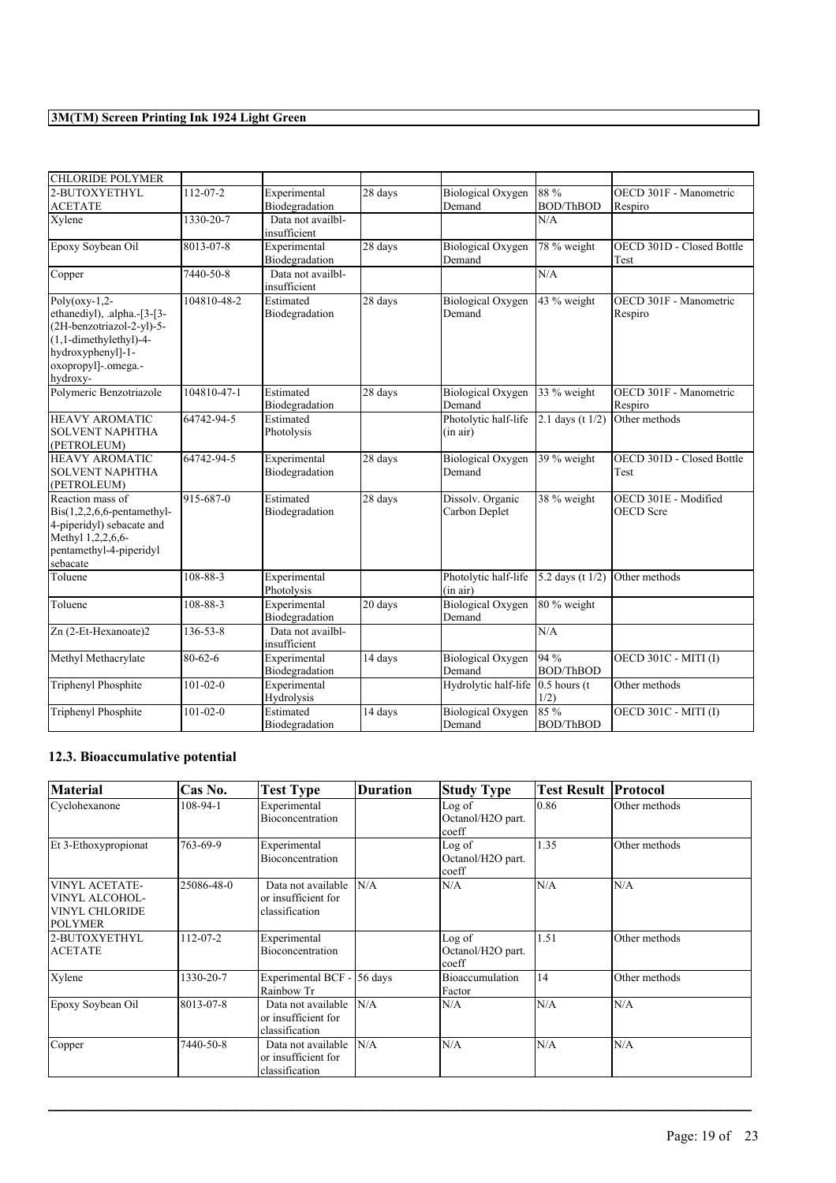| | | | | | | |
|---|---|---|---|---|---|---|
| CHLORIDE POLYMER | | | | | | |
| 2-BUTOXYETHYL ACETATE | 112-07-2 | Experimental Biodegradation | 28 days | Biological Oxygen Demand | 88 % BOD/ThBOD | OECD 301F - Manometric Respiro |
| Xylene | 1330-20-7 | Data not availbl-insufficient | | | N/A | |
| Epoxy Soybean Oil | 8013-07-8 | Experimental Biodegradation | 28 days | Biological Oxygen Demand | 78 % weight | OECD 301D - Closed Bottle Test |
| Copper | 7440-50-8 | Data not availbl-insufficient | | | N/A | |
| Poly(oxy-1,2-ethanediyl), .alpha.-[3-[3-(2H-benzotriazol-2-yl)-5-(1,1-dimethylethyl)-4-hydroxyphenyl]-1-oxopropyl]-.omega.-hydroxy- | 104810-48-2 | Estimated Biodegradation | 28 days | Biological Oxygen Demand | 43 % weight | OECD 301F - Manometric Respiro |
| Polymeric Benzotriazole | 104810-47-1 | Estimated Biodegradation | 28 days | Biological Oxygen Demand | 33 % weight | OECD 301F - Manometric Respiro |
| HEAVY AROMATIC SOLVENT NAPHTHA (PETROLEUM) | 64742-94-5 | Estimated Photolysis | | Photolytic half-life (in air) | 2.1 days (t 1/2) | Other methods |
| HEAVY AROMATIC SOLVENT NAPHTHA (PETROLEUM) | 64742-94-5 | Experimental Biodegradation | 28 days | Biological Oxygen Demand | 39 % weight | OECD 301D - Closed Bottle Test |
| Reaction mass of Bis(1,2,2,6,6-pentamethyl-4-piperidyl) sebacate and Methyl 1,2,2,6,6-pentamethyl-4-piperidyl sebacate | 915-687-0 | Estimated Biodegradation | 28 days | Dissolv. Organic Carbon Deplet | 38 % weight | OECD 301E - Modified OECD Scre |
| Toluene | 108-88-3 | Experimental Photolysis | | Photolytic half-life (in air) | 5.2 days (t 1/2) | Other methods |
| Toluene | 108-88-3 | Experimental Biodegradation | 20 days | Biological Oxygen Demand | 80 % weight | |
| Zn (2-Et-Hexanoate)2 | 136-53-8 | Data not availbl-insufficient | | | N/A | |
| Methyl Methacrylate | 80-62-6 | Experimental Biodegradation | 14 days | Biological Oxygen Demand | 94 % BOD/ThBOD | OECD 301C - MITI (I) |
| Triphenyl Phosphite | 101-02-0 | Experimental Hydrolysis | | Hydrolytic half-life | 0.5 hours (t 1/2) | Other methods |
| Triphenyl Phosphite | 101-02-0 | Estimated Biodegradation | 14 days | Biological Oxygen Demand | 85 % BOD/ThBOD | OECD 301C - MITI (I) |

## 12.3. Bioaccumulative potential

| Material | Cas No. | Test Type | Duration | Study Type | Test Result | Protocol |
|---|---|---|---|---|---|---|
| Cyclohexanone | 108-94-1 | Experimental Bioconcentration | | Log of Octanol/H2O part. coeff | 0.86 | Other methods |
| Et 3-Ethoxypropionat | 763-69-9 | Experimental Bioconcentration | | Log of Octanol/H2O part. coeff | 1.35 | Other methods |
| VINYL ACETATE-VINYL ALCOHOL-VINYL CHLORIDE POLYMER | 25086-48-0 | Data not available or insufficient for classification | N/A | N/A | N/A | N/A |
| 2-BUTOXYETHYL ACETATE | 112-07-2 | Experimental Bioconcentration | | Log of Octanol/H2O part. coeff | 1.51 | Other methods |
| Xylene | 1330-20-7 | Experimental BCF - Rainbow Tr | 56 days | Bioaccumulation Factor | 14 | Other methods |
| Epoxy Soybean Oil | 8013-07-8 | Data not available or insufficient for classification | N/A | N/A | N/A | N/A |
| Copper | 7440-50-8 | Data not available or insufficient for classification | N/A | N/A | N/A | N/A |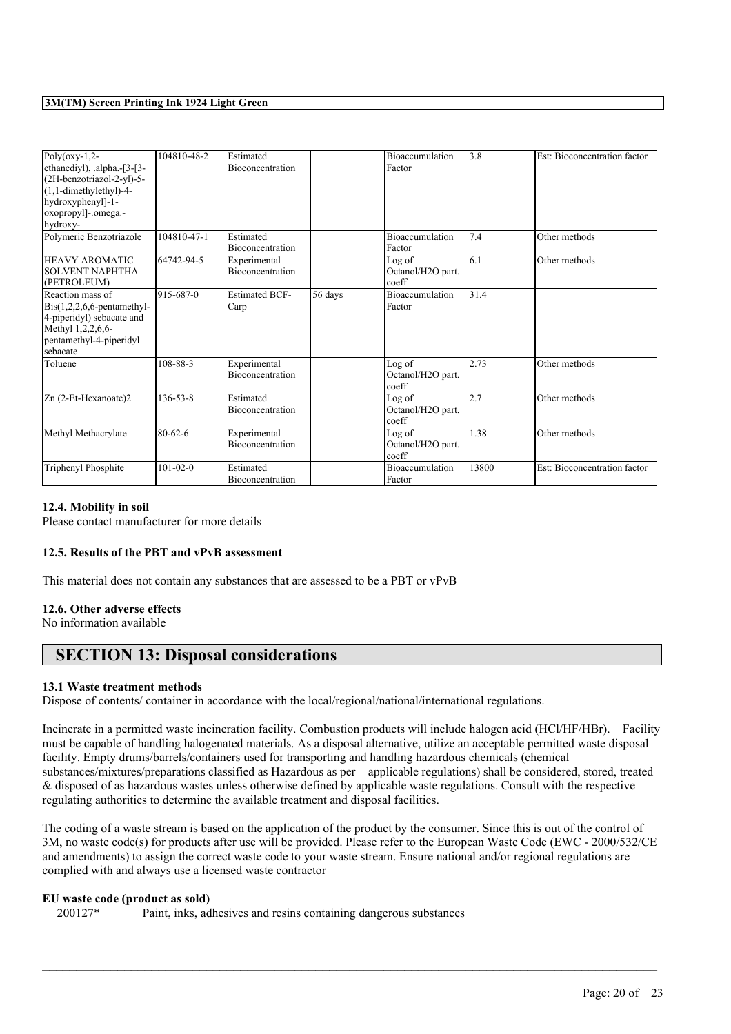| Poly(oxy-1,2-ethanediyl), .alpha.-[3-[3-(2H-benzotriazol-2-yl)-5-(1,1-dimethylethyl)-4-hydroxyphenyl]-1-oxopropyl]-.omega.-hydroxy- | 104810-48-2 | Estimated Bioconcentration | | Bioaccumulation Factor | 3.8 | Est: Bioconcentration factor |
|---|---|---|---|---|---|---|
| Polymeric Benzotriazole | 104810-47-1 | Estimated Bioconcentration | | Bioaccumulation Factor | 7.4 | Other methods |
| HEAVY AROMATIC SOLVENT NAPHTHA (PETROLEUM) | 64742-94-5 | Experimental Bioconcentration | | Log of Octanol/H2O part. coeff | 6.1 | Other methods |
| Reaction mass of Bis(1,2,2,6,6-pentamethyl-4-piperidyl) sebacate and Methyl 1,2,2,6,6-pentamethyl-4-piperidyl sebacate | 915-687-0 | Estimated BCF-Carp | 56 days | Bioaccumulation Factor | 31.4 | |
| Toluene | 108-88-3 | Experimental Bioconcentration | | Log of Octanol/H2O part. coeff | 2.73 | Other methods |
| Zn (2-Et-Hexanoate)2 | 136-53-8 | Estimated Bioconcentration | | Log of Octanol/H2O part. coeff | 2.7 | Other methods |
| Methyl Methacrylate | 80-62-6 | Experimental Bioconcentration | | Log of Octanol/H2O part. coeff | 1.38 | Other methods |
| Triphenyl Phosphite | 101-02-0 | Estimated Bioconcentration | | Bioaccumulation Factor | 13800 | Est: Bioconcentration factor |

### 12.4. Mobility in soil

Please contact manufacturer for more details

### 12.5. Results of the PBT and vPvB assessment

This material does not contain any substances that are assessed to be a PBT or vPvB

### 12.6. Other adverse effects

No information available

## SECTION 13: Disposal considerations

### 13.1 Waste treatment methods

Dispose of contents/ container in accordance with the local/regional/national/international regulations.

Incinerate in a permitted waste incineration facility. Combustion products will include halogen acid (HCl/HF/HBr). Facility must be capable of handling halogenated materials. As a disposal alternative, utilize an acceptable permitted waste disposal facility. Empty drums/barrels/containers used for transporting and handling hazardous chemicals (chemical substances/mixtures/preparations classified as Hazardous as per applicable regulations) shall be considered, stored, treated & disposed of as hazardous wastes unless otherwise defined by applicable waste regulations. Consult with the respective regulating authorities to determine the available treatment and disposal facilities.

The coding of a waste stream is based on the application of the product by the consumer. Since this is out of the control of 3M, no waste code(s) for products after use will be provided. Please refer to the European Waste Code (EWC - 2000/532/CE and amendments) to assign the correct waste code to your waste stream. Ensure national and/or regional regulations are complied with and always use a licensed waste contractor

**EU waste code (product as sold)**

200127* Paint, inks, adhesives and resins containing dangerous substances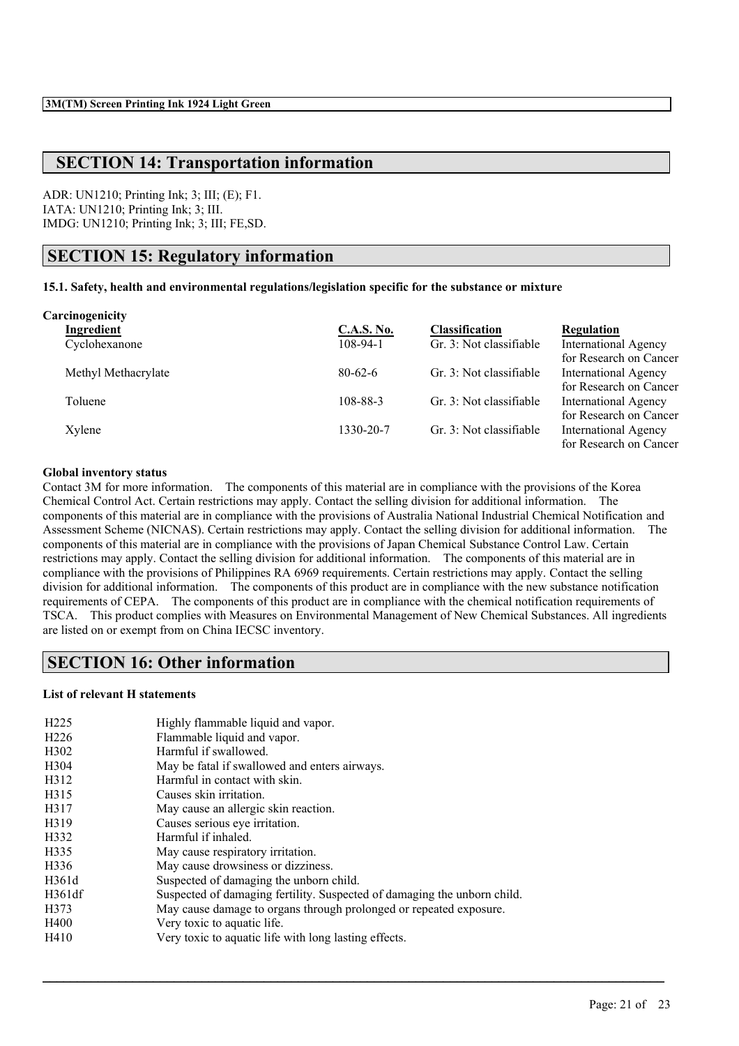## SECTION 14: Transportation information

ADR: UN1210; Printing Ink; 3; III; (E); F1.
IATA: UN1210; Printing Ink; 3; III.
IMDG: UN1210; Printing Ink; 3; III; FE,SD.

## SECTION 15: Regulatory information

**15.1. Safety, health and environmental regulations/legislation specific for the substance or mixture**

**Carcinogenicity**

| Ingredient | C.A.S. No. | Classification | Regulation |
|---|---|---|---|
| Cyclohexanone | 108-94-1 | Gr. 3: Not classifiable | International Agency for Research on Cancer |
| Methyl Methacrylate | 80-62-6 | Gr. 3: Not classifiable | International Agency for Research on Cancer |
| Toluene | 108-88-3 | Gr. 3: Not classifiable | International Agency for Research on Cancer |
| Xylene | 1330-20-7 | Gr. 3: Not classifiable | International Agency for Research on Cancer |

**Global inventory status**

Contact 3M for more information. The components of this material are in compliance with the provisions of the Korea Chemical Control Act. Certain restrictions may apply. Contact the selling division for additional information. The components of this material are in compliance with the provisions of Australia National Industrial Chemical Notification and Assessment Scheme (NICNAS). Certain restrictions may apply. Contact the selling division for additional information. The components of this material are in compliance with the provisions of Japan Chemical Substance Control Law. Certain restrictions may apply. Contact the selling division for additional information. The components of this material are in compliance with the provisions of Philippines RA 6969 requirements. Certain restrictions may apply. Contact the selling division for additional information. The components of this product are in compliance with the new substance notification requirements of CEPA. The components of this product are in compliance with the chemical notification requirements of TSCA. This product complies with Measures on Environmental Management of New Chemical Substances. All ingredients are listed on or exempt from on China IECSC inventory.

## SECTION 16: Other information

**List of relevant H statements**

| | |
|---|---|
| H225 | Highly flammable liquid and vapor. |
| H226 | Flammable liquid and vapor. |
| H302 | Harmful if swallowed. |
| H304 | May be fatal if swallowed and enters airways. |
| H312 | Harmful in contact with skin. |
| H315 | Causes skin irritation. |
| H317 | May cause an allergic skin reaction. |
| H319 | Causes serious eye irritation. |
| H332 | Harmful if inhaled. |
| H335 | May cause respiratory irritation. |
| H336 | May cause drowsiness or dizziness. |
| H361d | Suspected of damaging the unborn child. |
| H361df | Suspected of damaging fertility. Suspected of damaging the unborn child. |
| H373 | May cause damage to organs through prolonged or repeated exposure. |
| H400 | Very toxic to aquatic life. |
| H410 | Very toxic to aquatic life with long lasting effects. |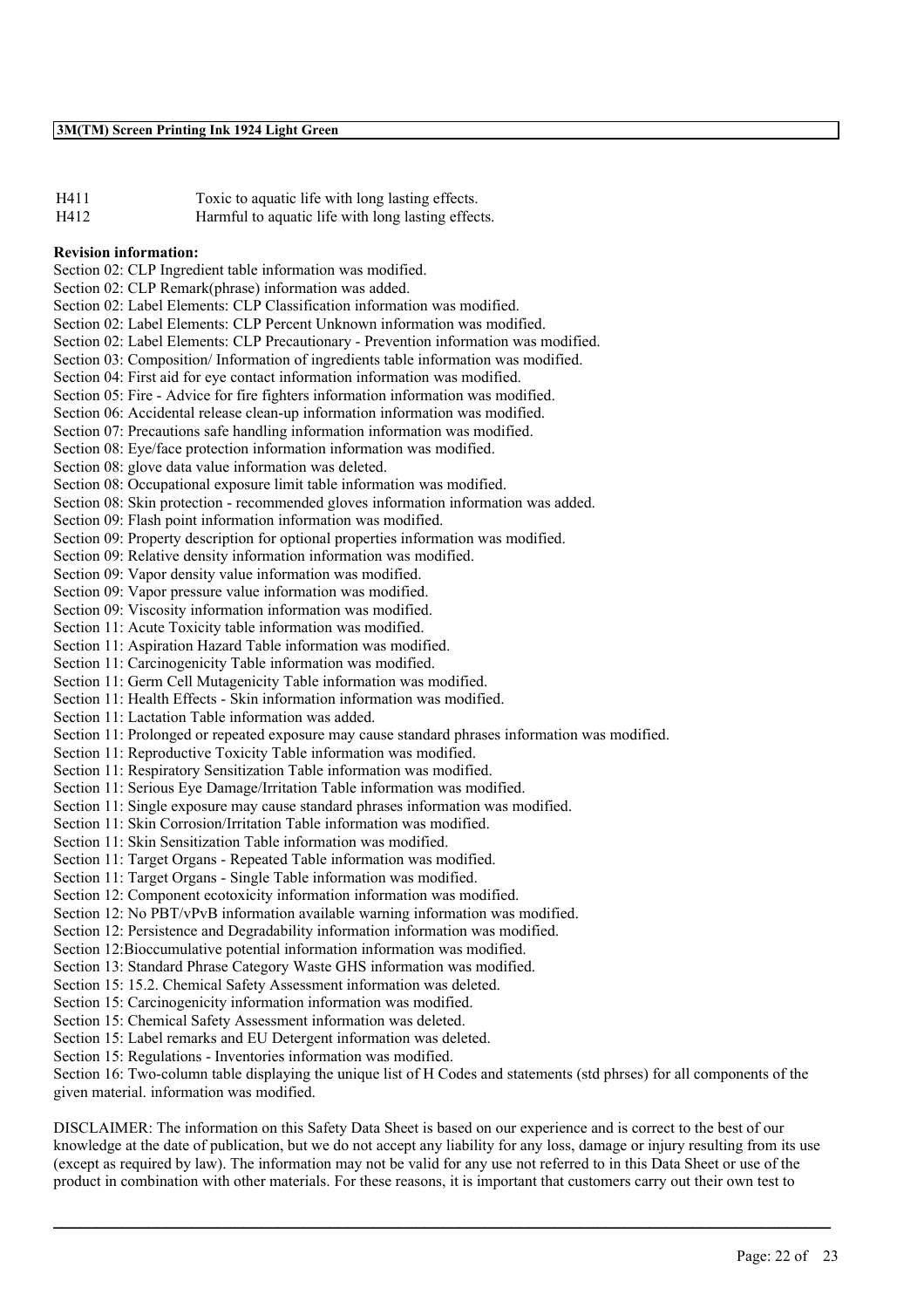| H411 | Toxic to aquatic life with long lasting effects. |
| --- | --- |
| H412 | Harmful to aquatic life with long lasting effects. |

**Revision information:**

Section 02: CLP Ingredient table information was modified.
Section 02: CLP Remark(phrase) information was added.
Section 02: Label Elements: CLP Classification information was modified.
Section 02: Label Elements: CLP Percent Unknown information was modified.
Section 02: Label Elements: CLP Precautionary - Prevention information was modified.
Section 03: Composition/ Information of ingredients table information was modified.
Section 04: First aid for eye contact information information was modified.
Section 05: Fire - Advice for fire fighters information information was modified.
Section 06: Accidental release clean-up information information was modified.
Section 07: Precautions safe handling information information was modified.
Section 08: Eye/face protection information information was modified.
Section 08: glove data value information was deleted.
Section 08: Occupational exposure limit table information was modified.
Section 08: Skin protection - recommended gloves information information was added.
Section 09: Flash point information information was modified.
Section 09: Property description for optional properties information was modified.
Section 09: Relative density information information was modified.
Section 09: Vapor density value information was modified.
Section 09: Vapor pressure value information was modified.
Section 09: Viscosity information information was modified.
Section 11: Acute Toxicity table information was modified.
Section 11: Aspiration Hazard Table information was modified.
Section 11: Carcinogenicity Table information was modified.
Section 11: Germ Cell Mutagenicity Table information was modified.
Section 11: Health Effects - Skin information information was modified.
Section 11: Lactation Table information was added.
Section 11: Prolonged or repeated exposure may cause standard phrases information was modified.
Section 11: Reproductive Toxicity Table information was modified.
Section 11: Respiratory Sensitization Table information was modified.
Section 11: Serious Eye Damage/Irritation Table information was modified.
Section 11: Single exposure may cause standard phrases information was modified.
Section 11: Skin Corrosion/Irritation Table information was modified.
Section 11: Skin Sensitization Table information was modified.
Section 11: Target Organs - Repeated Table information was modified.
Section 11: Target Organs - Single Table information was modified.
Section 12: Component ecotoxicity information information was modified.
Section 12: No PBT/vPvB information available warning information was modified.
Section 12: Persistence and Degradability information information was modified.
Section 12:Bioccumulative potential information information was modified.
Section 13: Standard Phrase Category Waste GHS information was modified.
Section 15: 15.2. Chemical Safety Assessment information was deleted.
Section 15: Carcinogenicity information information was modified.
Section 15: Chemical Safety Assessment information was deleted.
Section 15: Label remarks and EU Detergent information was deleted.
Section 15: Regulations - Inventories information was modified.
Section 16: Two-column table displaying the unique list of H Codes and statements (std phrses) for all components of the given material. information was modified.

DISCLAIMER: The information on this Safety Data Sheet is based on our experience and is correct to the best of our knowledge at the date of publication, but we do not accept any liability for any loss, damage or injury resulting from its use (except as required by law). The information may not be valid for any use not referred to in this Data Sheet or use of the product in combination with other materials. For these reasons, it is important that customers carry out their own test to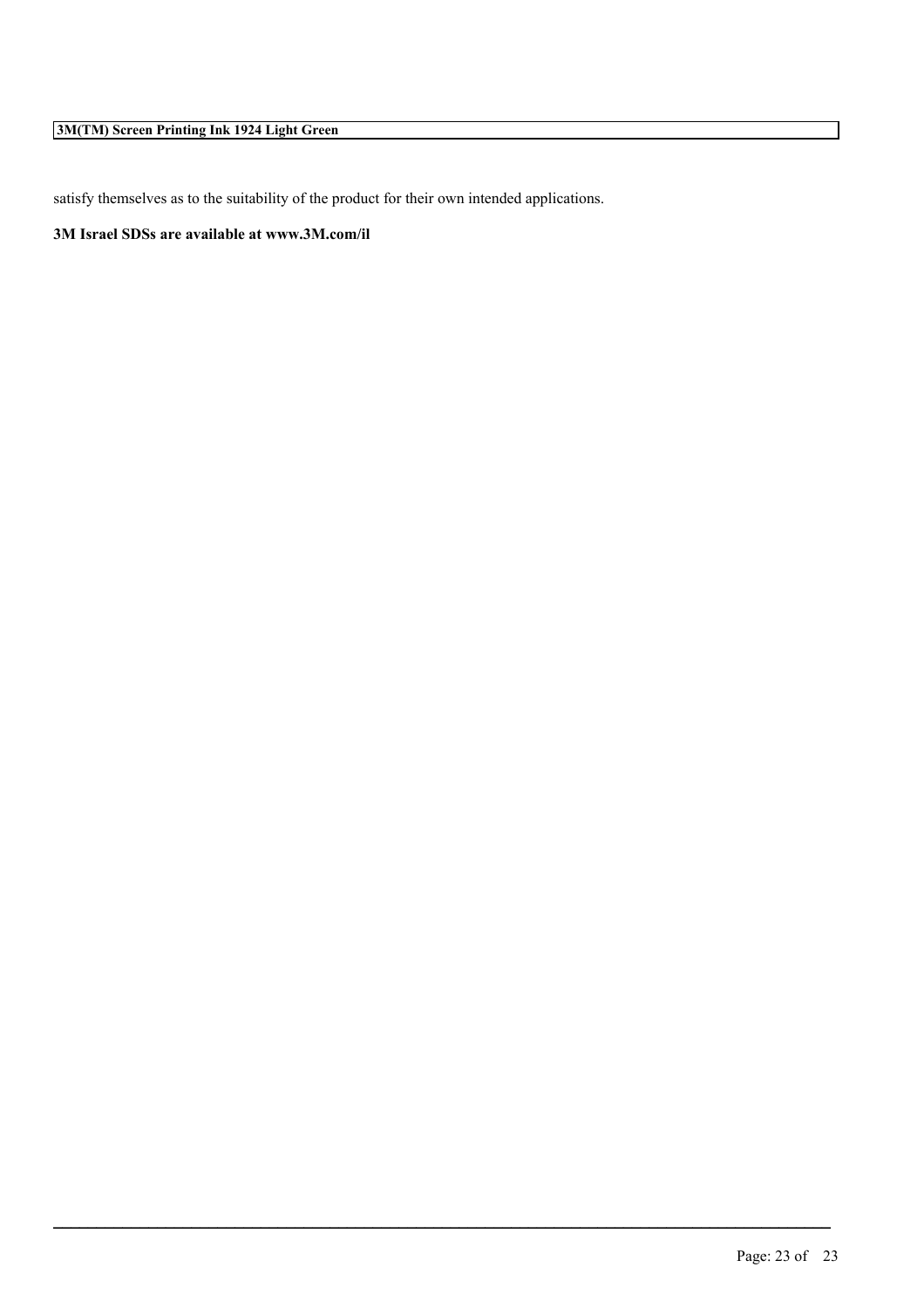satisfy themselves as to the suitability of the product for their own intended applications.

**3M Israel SDSs are available at www.3M.com/il**